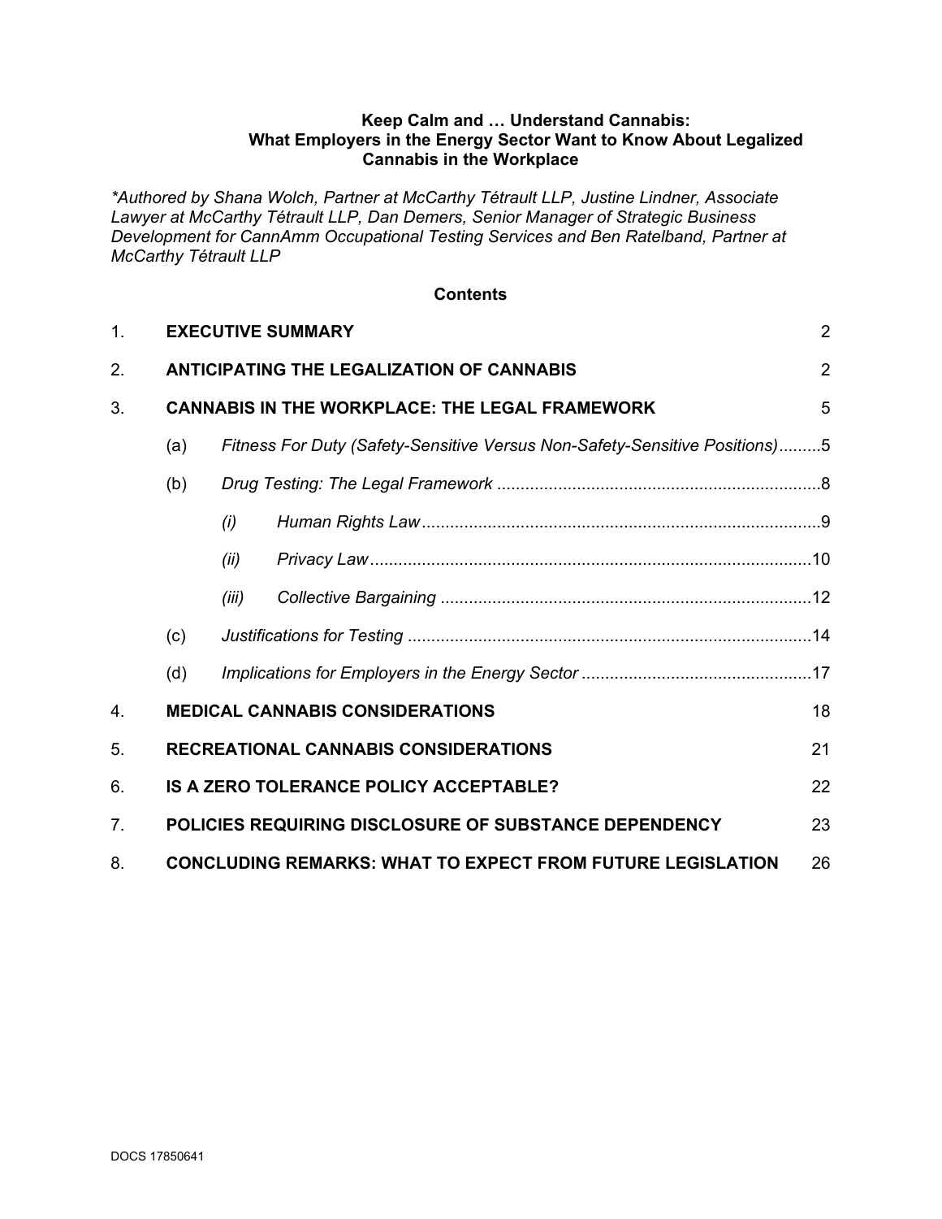**Keep Calm and … Understand Cannabis:**
**What Employers in the Energy Sector Want to Know About Legalized Cannabis in the Workplace**

*\*Authored by Shana Wolch, Partner at McCarthy Tétrault LLP, Justine Lindner, Associate Lawyer at McCarthy Tétrault LLP, Dan Demers, Senior Manager of Strategic Business Development for CannAmm Occupational Testing Services and Ben Ratelband, Partner at McCarthy Tétrault LLP*

**Contents**

1. **EXECUTIVE SUMMARY** 2
2. **ANTICIPATING THE LEGALIZATION OF CANNABIS** 2
3. **CANNABIS IN THE WORKPLACE: THE LEGAL FRAMEWORK** 5
   - (a) *Fitness For Duty (Safety-Sensitive Versus Non-Safety-Sensitive Positions)* .........5
   - (b) *Drug Testing: The Legal Framework* ..........8
     - *(i)* *Human Rights Law* ..........9
     - *(ii)* *Privacy Law* ..........10
     - *(iii)* *Collective Bargaining* ..........12
   - (c) *Justifications for Testing* ..........14
   - (d) *Implications for Employers in the Energy Sector* ..........17
4. **MEDICAL CANNABIS CONSIDERATIONS** 18
5. **RECREATIONAL CANNABIS CONSIDERATIONS** 21
6. **IS A ZERO TOLERANCE POLICY ACCEPTABLE?** 22
7. **POLICIES REQUIRING DISCLOSURE OF SUBSTANCE DEPENDENCY** 23
8. **CONCLUDING REMARKS: WHAT TO EXPECT FROM FUTURE LEGISLATION** 26

DOCS 17850641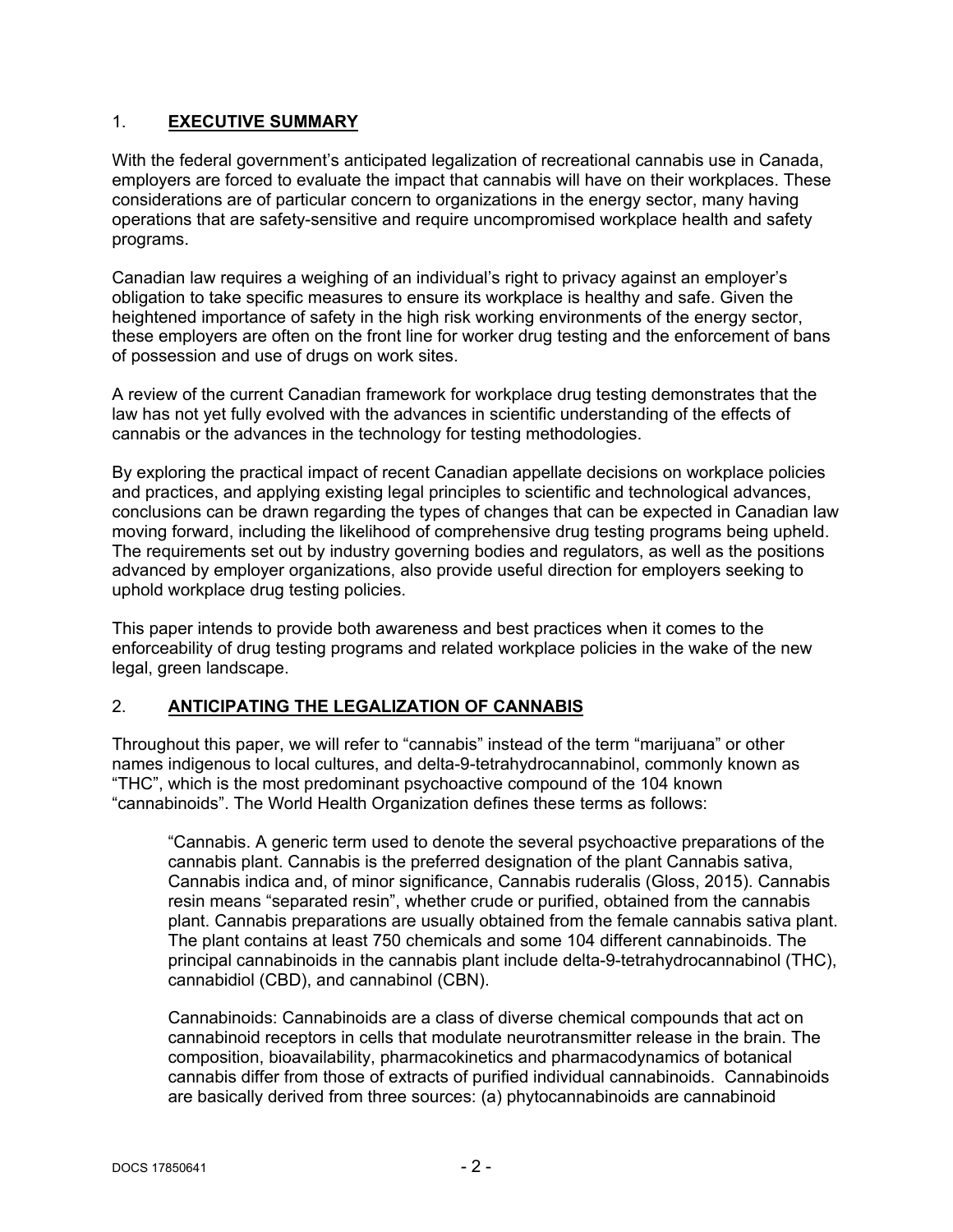## 1. **EXECUTIVE SUMMARY**

With the federal government's anticipated legalization of recreational cannabis use in Canada, employers are forced to evaluate the impact that cannabis will have on their workplaces. These considerations are of particular concern to organizations in the energy sector, many having operations that are safety-sensitive and require uncompromised workplace health and safety programs.

Canadian law requires a weighing of an individual's right to privacy against an employer's obligation to take specific measures to ensure its workplace is healthy and safe. Given the heightened importance of safety in the high risk working environments of the energy sector, these employers are often on the front line for worker drug testing and the enforcement of bans of possession and use of drugs on work sites.

A review of the current Canadian framework for workplace drug testing demonstrates that the law has not yet fully evolved with the advances in scientific understanding of the effects of cannabis or the advances in the technology for testing methodologies.

By exploring the practical impact of recent Canadian appellate decisions on workplace policies and practices, and applying existing legal principles to scientific and technological advances, conclusions can be drawn regarding the types of changes that can be expected in Canadian law moving forward, including the likelihood of comprehensive drug testing programs being upheld. The requirements set out by industry governing bodies and regulators, as well as the positions advanced by employer organizations, also provide useful direction for employers seeking to uphold workplace drug testing policies.

This paper intends to provide both awareness and best practices when it comes to the enforceability of drug testing programs and related workplace policies in the wake of the new legal, green landscape.

## 2. **ANTICIPATING THE LEGALIZATION OF CANNABIS**

Throughout this paper, we will refer to "cannabis" instead of the term "marijuana" or other names indigenous to local cultures, and delta-9-tetrahydrocannabinol, commonly known as "THC", which is the most predominant psychoactive compound of the 104 known "cannabinoids". The World Health Organization defines these terms as follows:

> "Cannabis. A generic term used to denote the several psychoactive preparations of the cannabis plant. Cannabis is the preferred designation of the plant Cannabis sativa, Cannabis indica and, of minor significance, Cannabis ruderalis (Gloss, 2015). Cannabis resin means "separated resin", whether crude or purified, obtained from the cannabis plant. Cannabis preparations are usually obtained from the female cannabis sativa plant. The plant contains at least 750 chemicals and some 104 different cannabinoids. The principal cannabinoids in the cannabis plant include delta-9-tetrahydrocannabinol (THC), cannabidiol (CBD), and cannabinol (CBN).
>
> Cannabinoids: Cannabinoids are a class of diverse chemical compounds that act on cannabinoid receptors in cells that modulate neurotransmitter release in the brain. The composition, bioavailability, pharmacokinetics and pharmacodynamics of botanical cannabis differ from those of extracts of purified individual cannabinoids. Cannabinoids are basically derived from three sources: (a) phytocannabinoids are cannabinoid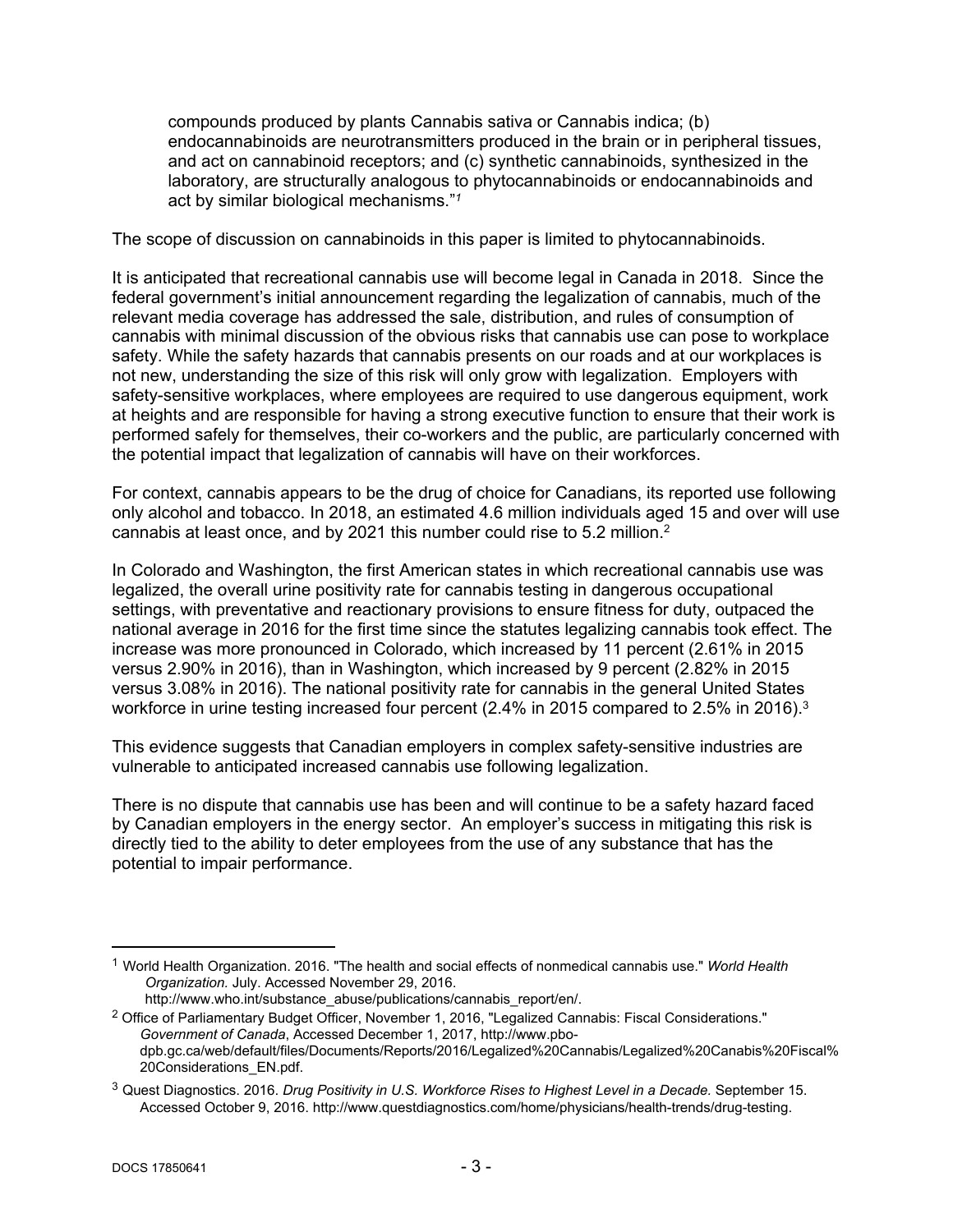compounds produced by plants Cannabis sativa or Cannabis indica; (b) endocannabinoids are neurotransmitters produced in the brain or in peripheral tissues, and act on cannabinoid receptors; and (c) synthetic cannabinoids, synthesized in the laboratory, are structurally analogous to phytocannabinoids or endocannabinoids and act by similar biological mechanisms."[1]

The scope of discussion on cannabinoids in this paper is limited to phytocannabinoids.

It is anticipated that recreational cannabis use will become legal in Canada in 2018. Since the federal government's initial announcement regarding the legalization of cannabis, much of the relevant media coverage has addressed the sale, distribution, and rules of consumption of cannabis with minimal discussion of the obvious risks that cannabis use can pose to workplace safety. While the safety hazards that cannabis presents on our roads and at our workplaces is not new, understanding the size of this risk will only grow with legalization. Employers with safety-sensitive workplaces, where employees are required to use dangerous equipment, work at heights and are responsible for having a strong executive function to ensure that their work is performed safely for themselves, their co-workers and the public, are particularly concerned with the potential impact that legalization of cannabis will have on their workforces.

For context, cannabis appears to be the drug of choice for Canadians, its reported use following only alcohol and tobacco. In 2018, an estimated 4.6 million individuals aged 15 and over will use cannabis at least once, and by 2021 this number could rise to 5.2 million.[2]

In Colorado and Washington, the first American states in which recreational cannabis use was legalized, the overall urine positivity rate for cannabis testing in dangerous occupational settings, with preventative and reactionary provisions to ensure fitness for duty, outpaced the national average in 2016 for the first time since the statutes legalizing cannabis took effect. The increase was more pronounced in Colorado, which increased by 11 percent (2.61% in 2015 versus 2.90% in 2016), than in Washington, which increased by 9 percent (2.82% in 2015 versus 3.08% in 2016). The national positivity rate for cannabis in the general United States workforce in urine testing increased four percent (2.4% in 2015 compared to 2.5% in 2016).[3]

This evidence suggests that Canadian employers in complex safety-sensitive industries are vulnerable to anticipated increased cannabis use following legalization.

There is no dispute that cannabis use has been and will continue to be a safety hazard faced by Canadian employers in the energy sector. An employer's success in mitigating this risk is directly tied to the ability to deter employees from the use of any substance that has the potential to impair performance.

---

[1] World Health Organization. 2016. "The health and social effects of nonmedical cannabis use." *World Health Organization.* July. Accessed November 29, 2016. http://www.who.int/substance_abuse/publications/cannabis_report/en/.

[2] Office of Parliamentary Budget Officer, November 1, 2016, "Legalized Cannabis: Fiscal Considerations." *Government of Canada*, Accessed December 1, 2017, http://www.pbo-dpb.gc.ca/web/default/files/Documents/Reports/2016/Legalized%20Cannabis/Legalized%20Canabis%20Fiscal%20Considerations_EN.pdf.

[3] Quest Diagnostics. 2016. *Drug Positivity in U.S. Workforce Rises to Highest Level in a Decade.* September 15. Accessed October 9, 2016. http://www.questdiagnostics.com/home/physicians/health-trends/drug-testing.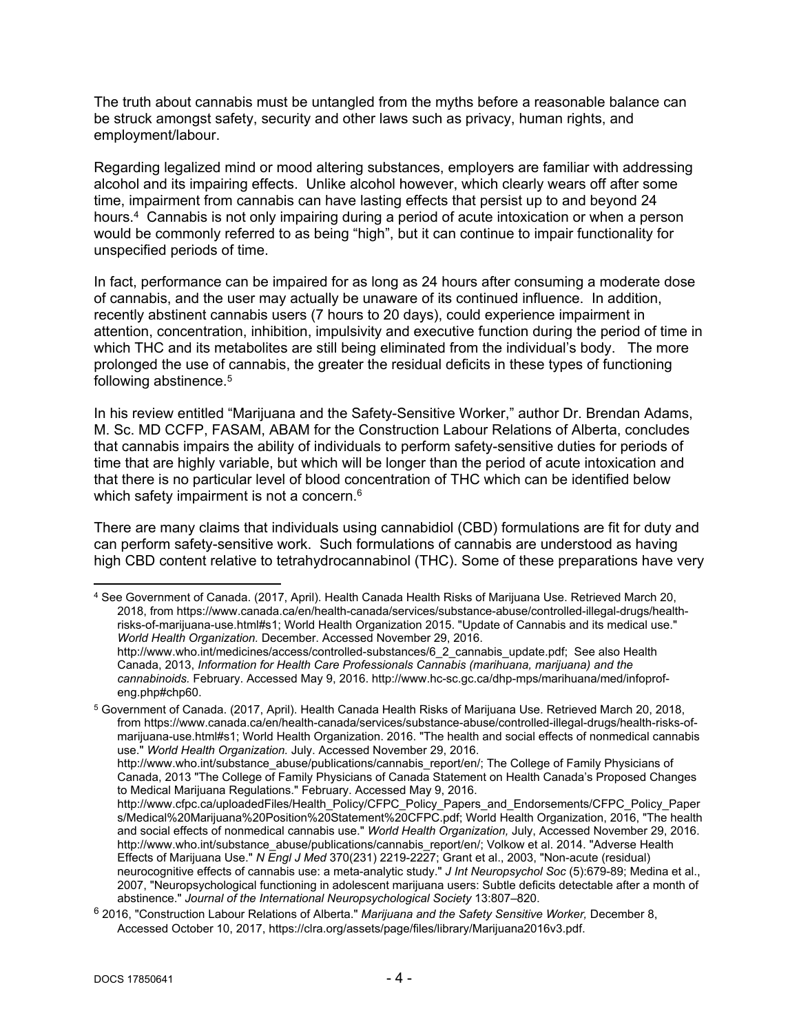The truth about cannabis must be untangled from the myths before a reasonable balance can be struck amongst safety, security and other laws such as privacy, human rights, and employment/labour.

Regarding legalized mind or mood altering substances, employers are familiar with addressing alcohol and its impairing effects. Unlike alcohol however, which clearly wears off after some time, impairment from cannabis can have lasting effects that persist up to and beyond 24 hours.[4] Cannabis is not only impairing during a period of acute intoxication or when a person would be commonly referred to as being "high", but it can continue to impair functionality for unspecified periods of time.

In fact, performance can be impaired for as long as 24 hours after consuming a moderate dose of cannabis, and the user may actually be unaware of its continued influence. In addition, recently abstinent cannabis users (7 hours to 20 days), could experience impairment in attention, concentration, inhibition, impulsivity and executive function during the period of time in which THC and its metabolites are still being eliminated from the individual's body. The more prolonged the use of cannabis, the greater the residual deficits in these types of functioning following abstinence.[5]

In his review entitled "Marijuana and the Safety-Sensitive Worker," author Dr. Brendan Adams, M. Sc. MD CCFP, FASAM, ABAM for the Construction Labour Relations of Alberta, concludes that cannabis impairs the ability of individuals to perform safety-sensitive duties for periods of time that are highly variable, but which will be longer than the period of acute intoxication and that there is no particular level of blood concentration of THC which can be identified below which safety impairment is not a concern.[6]

There are many claims that individuals using cannabidiol (CBD) formulations are fit for duty and can perform safety-sensitive work. Such formulations of cannabis are understood as having high CBD content relative to tetrahydrocannabinol (THC). Some of these preparations have very

---

[4] See Government of Canada. (2017, April). Health Canada Health Risks of Marijuana Use. Retrieved March 20, 2018, from https://www.canada.ca/en/health-canada/services/substance-abuse/controlled-illegal-drugs/health-risks-of-marijuana-use.html#s1; World Health Organization 2015. "Update of Cannabis and its medical use." *World Health Organization.* December. Accessed November 29, 2016. http://www.who.int/medicines/access/controlled-substances/6_2_cannabis_update.pdf; See also Health Canada, 2013, *Information for Health Care Professionals Cannabis (marihuana, marijuana) and the cannabinoids.* February. Accessed May 9, 2016. http://www.hc-sc.gc.ca/dhp-mps/marihuana/med/infoprof-eng.php#chp60.

[5] Government of Canada. (2017, April). Health Canada Health Risks of Marijuana Use. Retrieved March 20, 2018, from https://www.canada.ca/en/health-canada/services/substance-abuse/controlled-illegal-drugs/health-risks-of-marijuana-use.html#s1; World Health Organization. 2016. "The health and social effects of nonmedical cannabis use." *World Health Organization.* July. Accessed November 29, 2016. http://www.who.int/substance_abuse/publications/cannabis_report/en/; The College of Family Physicians of Canada, 2013 "The College of Family Physicians of Canada Statement on Health Canada's Proposed Changes to Medical Marijuana Regulations." February. Accessed May 9, 2016. http://www.cfpc.ca/uploadedFiles/Health_Policy/CFPC_Policy_Papers_and_Endorsements/CFPC_Policy_Papers/Medical%20Marijuana%20Position%20Statement%20CFPC.pdf; World Health Organization, 2016, "The health and social effects of nonmedical cannabis use." *World Health Organization,* July, Accessed November 29, 2016. http://www.who.int/substance_abuse/publications/cannabis_report/en/; Volkow et al. 2014. "Adverse Health Effects of Marijuana Use." *N Engl J Med* 370(231) 2219-2227; Grant et al., 2003, "Non-acute (residual) neurocognitive effects of cannabis use: a meta-analytic study." *J Int Neuropsychol Soc* (5):679-89; Medina et al., 2007, "Neuropsychological functioning in adolescent marijuana users: Subtle deficits detectable after a month of abstinence." *Journal of the International Neuropsychological Society* 13:807–820.

[6] 2016, "Construction Labour Relations of Alberta." *Marijuana and the Safety Sensitive Worker,* December 8, Accessed October 10, 2017, https://clra.org/assets/page/files/library/Marijuana2016v3.pdf.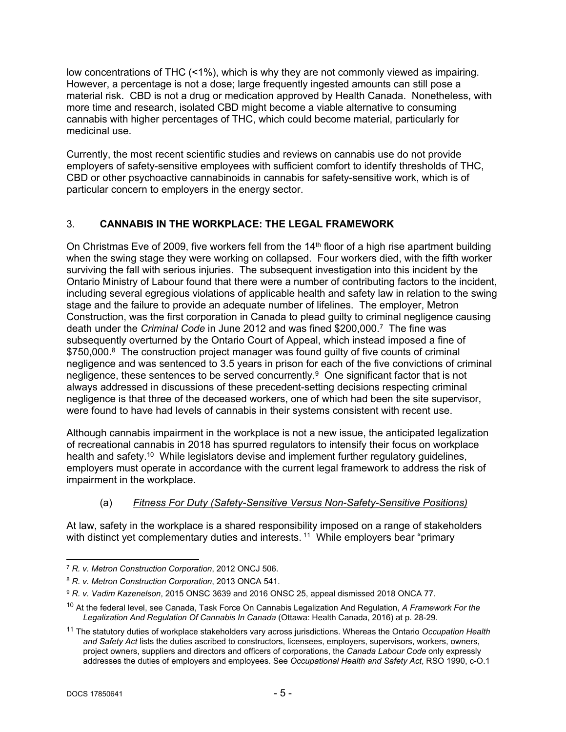low concentrations of THC (<1%), which is why they are not commonly viewed as impairing. However, a percentage is not a dose; large frequently ingested amounts can still pose a material risk. CBD is not a drug or medication approved by Health Canada. Nonetheless, with more time and research, isolated CBD might become a viable alternative to consuming cannabis with higher percentages of THC, which could become material, particularly for medicinal use.

Currently, the most recent scientific studies and reviews on cannabis use do not provide employers of safety-sensitive employees with sufficient comfort to identify thresholds of THC, CBD or other psychoactive cannabinoids in cannabis for safety-sensitive work, which is of particular concern to employers in the energy sector.

## 3. CANNABIS IN THE WORKPLACE: THE LEGAL FRAMEWORK

On Christmas Eve of 2009, five workers fell from the 14th floor of a high rise apartment building when the swing stage they were working on collapsed. Four workers died, with the fifth worker surviving the fall with serious injuries. The subsequent investigation into this incident by the Ontario Ministry of Labour found that there were a number of contributing factors to the incident, including several egregious violations of applicable health and safety law in relation to the swing stage and the failure to provide an adequate number of lifelines. The employer, Metron Construction, was the first corporation in Canada to plead guilty to criminal negligence causing death under the *Criminal Code* in June 2012 and was fined $200,000.[7] The fine was subsequently overturned by the Ontario Court of Appeal, which instead imposed a fine of $750,000.[8] The construction project manager was found guilty of five counts of criminal negligence and was sentenced to 3.5 years in prison for each of the five convictions of criminal negligence, these sentences to be served concurrently.[9] One significant factor that is not always addressed in discussions of these precedent-setting decisions respecting criminal negligence is that three of the deceased workers, one of which had been the site supervisor, were found to have had levels of cannabis in their systems consistent with recent use.

Although cannabis impairment in the workplace is not a new issue, the anticipated legalization of recreational cannabis in 2018 has spurred regulators to intensify their focus on workplace health and safety.[10] While legislators devise and implement further regulatory guidelines, employers must operate in accordance with the current legal framework to address the risk of impairment in the workplace.

### (a) *Fitness For Duty (Safety-Sensitive Versus Non-Safety-Sensitive Positions)*

At law, safety in the workplace is a shared responsibility imposed on a range of stakeholders with distinct yet complementary duties and interests.[11] While employers bear "primary

---

[7] *R. v. Metron Construction Corporation*, 2012 ONCJ 506.

[8] *R. v. Metron Construction Corporation*, 2013 ONCA 541.

[9] *R. v. Vadim Kazenelson*, 2015 ONSC 3639 and 2016 ONSC 25, appeal dismissed 2018 ONCA 77.

[10] At the federal level, see Canada, Task Force On Cannabis Legalization And Regulation, *A Framework For the Legalization And Regulation Of Cannabis In Canada* (Ottawa: Health Canada, 2016) at p. 28-29.

[11] The statutory duties of workplace stakeholders vary across jurisdictions. Whereas the Ontario *Occupation Health and Safety Act* lists the duties ascribed to constructors, licensees, employers, supervisors, workers, owners, project owners, suppliers and directors and officers of corporations, the *Canada Labour Code* only expressly addresses the duties of employers and employees. See *Occupational Health and Safety Act*, RSO 1990, c-O.1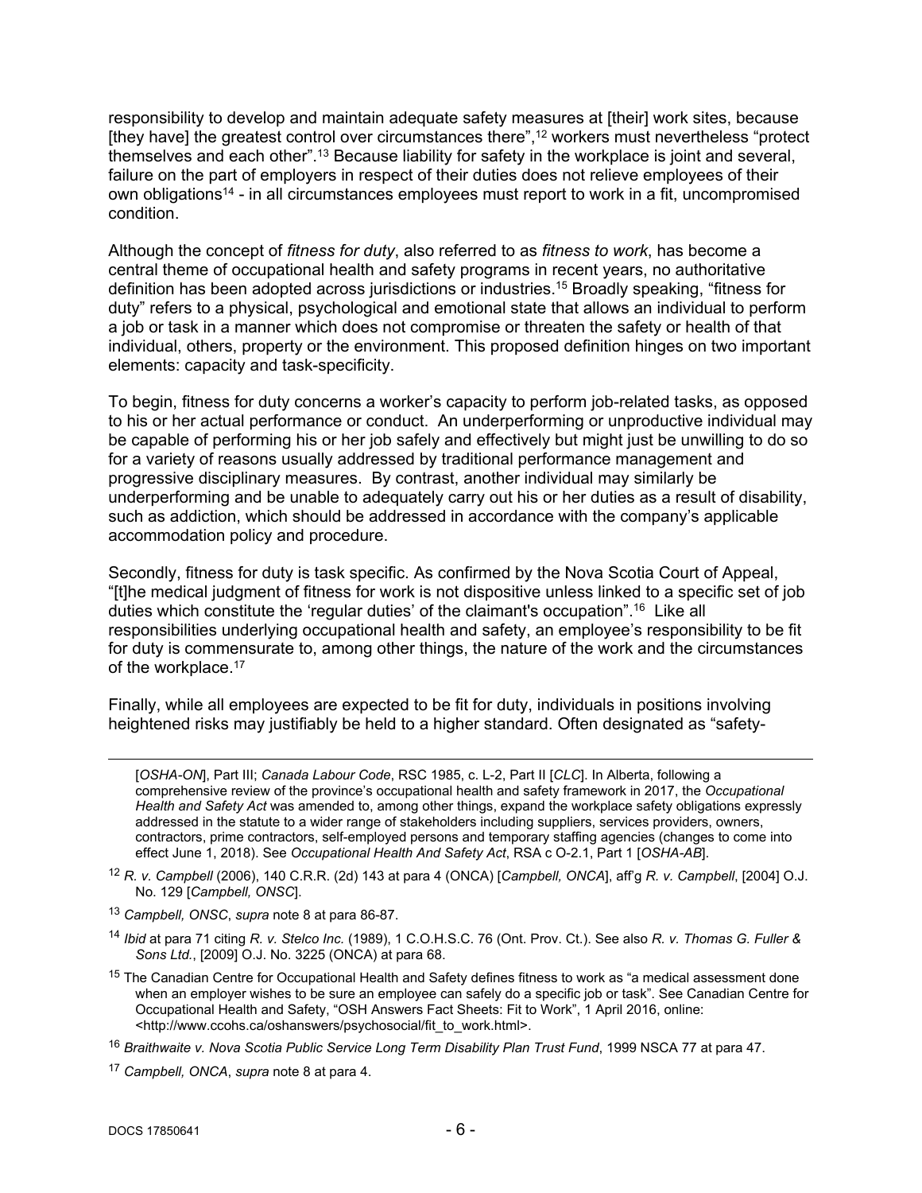responsibility to develop and maintain adequate safety measures at [their] work sites, because [they have] the greatest control over circumstances there",[12] workers must nevertheless "protect themselves and each other".[13] Because liability for safety in the workplace is joint and several, failure on the part of employers in respect of their duties does not relieve employees of their own obligations[14] - in all circumstances employees must report to work in a fit, uncompromised condition.

Although the concept of *fitness for duty*, also referred to as *fitness to work*, has become a central theme of occupational health and safety programs in recent years, no authoritative definition has been adopted across jurisdictions or industries.[15] Broadly speaking, "fitness for duty" refers to a physical, psychological and emotional state that allows an individual to perform a job or task in a manner which does not compromise or threaten the safety or health of that individual, others, property or the environment. This proposed definition hinges on two important elements: capacity and task-specificity.

To begin, fitness for duty concerns a worker's capacity to perform job-related tasks, as opposed to his or her actual performance or conduct. An underperforming or unproductive individual may be capable of performing his or her job safely and effectively but might just be unwilling to do so for a variety of reasons usually addressed by traditional performance management and progressive disciplinary measures. By contrast, another individual may similarly be underperforming and be unable to adequately carry out his or her duties as a result of disability, such as addiction, which should be addressed in accordance with the company's applicable accommodation policy and procedure.

Secondly, fitness for duty is task specific. As confirmed by the Nova Scotia Court of Appeal, "[t]he medical judgment of fitness for work is not dispositive unless linked to a specific set of job duties which constitute the 'regular duties' of the claimant's occupation".[16] Like all responsibilities underlying occupational health and safety, an employee's responsibility to be fit for duty is commensurate to, among other things, the nature of the work and the circumstances of the workplace.[17]

Finally, while all employees are expected to be fit for duty, individuals in positions involving heightened risks may justifiably be held to a higher standard. Often designated as "safety-

---

[*OSHA-ON*], Part III; *Canada Labour Code*, RSC 1985, c. L-2, Part II [*CLC*]. In Alberta, following a comprehensive review of the province's occupational health and safety framework in 2017, the *Occupational Health and Safety Act* was amended to, among other things, expand the workplace safety obligations expressly addressed in the statute to a wider range of stakeholders including suppliers, services providers, owners, contractors, prime contractors, self-employed persons and temporary staffing agencies (changes to come into effect June 1, 2018). See *Occupational Health And Safety Act*, RSA c O-2.1, Part 1 [*OSHA-AB*].

[12] *R. v. Campbell* (2006), 140 C.R.R. (2d) 143 at para 4 (ONCA) [*Campbell, ONCA*], aff'g *R. v. Campbell*, [2004] O.J. No. 129 [*Campbell, ONSC*].

[13] *Campbell, ONSC*, *supra* note 8 at para 86-87.

[14] *Ibid* at para 71 citing *R. v. Stelco Inc.* (1989), 1 C.O.H.S.C. 76 (Ont. Prov. Ct.). See also *R. v. Thomas G. Fuller & Sons Ltd.*, [2009] O.J. No. 3225 (ONCA) at para 68.

[15] The Canadian Centre for Occupational Health and Safety defines fitness to work as "a medical assessment done when an employer wishes to be sure an employee can safely do a specific job or task". See Canadian Centre for Occupational Health and Safety, "OSH Answers Fact Sheets: Fit to Work", 1 April 2016, online: <http://www.ccohs.ca/oshanswers/psychosocial/fit_to_work.html>.

[16] *Braithwaite v. Nova Scotia Public Service Long Term Disability Plan Trust Fund*, 1999 NSCA 77 at para 47.

[17] *Campbell, ONCA*, *supra* note 8 at para 4.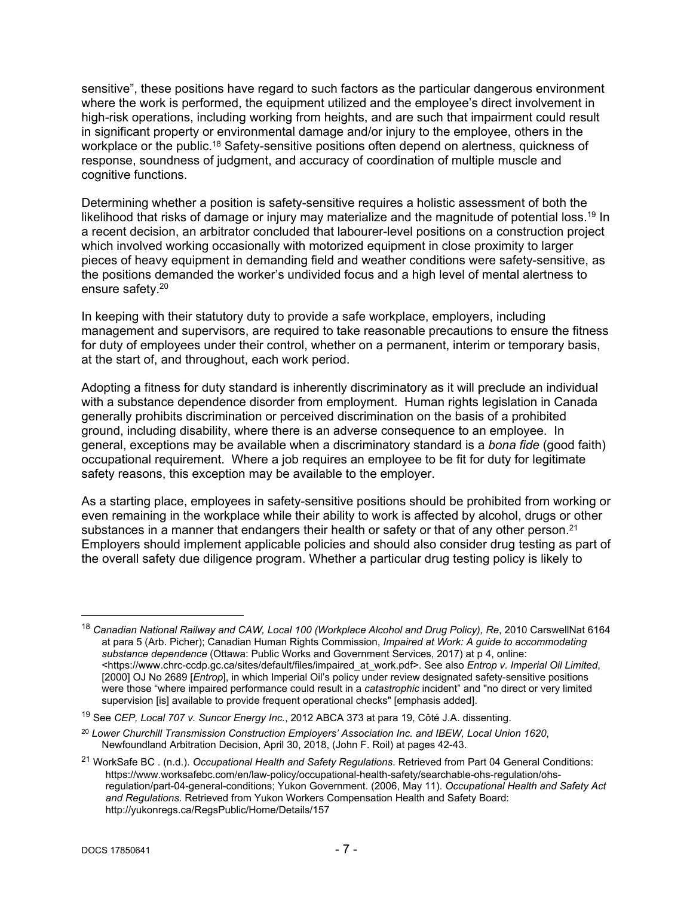sensitive", these positions have regard to such factors as the particular dangerous environment where the work is performed, the equipment utilized and the employee's direct involvement in high-risk operations, including working from heights, and are such that impairment could result in significant property or environmental damage and/or injury to the employee, others in the workplace or the public.[18] Safety-sensitive positions often depend on alertness, quickness of response, soundness of judgment, and accuracy of coordination of multiple muscle and cognitive functions.

Determining whether a position is safety-sensitive requires a holistic assessment of both the likelihood that risks of damage or injury may materialize and the magnitude of potential loss.[19] In a recent decision, an arbitrator concluded that labourer-level positions on a construction project which involved working occasionally with motorized equipment in close proximity to larger pieces of heavy equipment in demanding field and weather conditions were safety-sensitive, as the positions demanded the worker's undivided focus and a high level of mental alertness to ensure safety.[20]

In keeping with their statutory duty to provide a safe workplace, employers, including management and supervisors, are required to take reasonable precautions to ensure the fitness for duty of employees under their control, whether on a permanent, interim or temporary basis, at the start of, and throughout, each work period.

Adopting a fitness for duty standard is inherently discriminatory as it will preclude an individual with a substance dependence disorder from employment. Human rights legislation in Canada generally prohibits discrimination or perceived discrimination on the basis of a prohibited ground, including disability, where there is an adverse consequence to an employee. In general, exceptions may be available when a discriminatory standard is a *bona fide* (good faith) occupational requirement. Where a job requires an employee to be fit for duty for legitimate safety reasons, this exception may be available to the employer.

As a starting place, employees in safety-sensitive positions should be prohibited from working or even remaining in the workplace while their ability to work is affected by alcohol, drugs or other substances in a manner that endangers their health or safety or that of any other person.[21] Employers should implement applicable policies and should also consider drug testing as part of the overall safety due diligence program. Whether a particular drug testing policy is likely to

---

[18] *Canadian National Railway and CAW, Local 100 (Workplace Alcohol and Drug Policy), Re*, 2010 CarswellNat 6164 at para 5 (Arb. Picher); Canadian Human Rights Commission, *Impaired at Work: A guide to accommodating substance dependence* (Ottawa: Public Works and Government Services, 2017) at p 4, online: <https://www.chrc-ccdp.gc.ca/sites/default/files/impaired_at_work.pdf>. See also *Entrop v. Imperial Oil Limited*, [2000] OJ No 2689 [*Entrop*], in which Imperial Oil's policy under review designated safety-sensitive positions were those "where impaired performance could result in a *catastrophic* incident" and "no direct or very limited supervision [is] available to provide frequent operational checks" [emphasis added].

[19] See *CEP, Local 707 v. Suncor Energy Inc.*, 2012 ABCA 373 at para 19, Côté J.A. dissenting.

[20] *Lower Churchill Transmission Construction Employers' Association Inc. and IBEW, Local Union 1620*, Newfoundland Arbitration Decision, April 30, 2018, (John F. Roil) at pages 42-43.

[21] WorkSafe BC . (n.d.). *Occupational Health and Safety Regulations*. Retrieved from Part 04 General Conditions: https://www.worksafebc.com/en/law-policy/occupational-health-safety/searchable-ohs-regulation/ohs-regulation/part-04-general-conditions; Yukon Government. (2006, May 11). *Occupational Health and Safety Act and Regulations*. Retrieved from Yukon Workers Compensation Health and Safety Board: http://yukonregs.ca/RegsPublic/Home/Details/157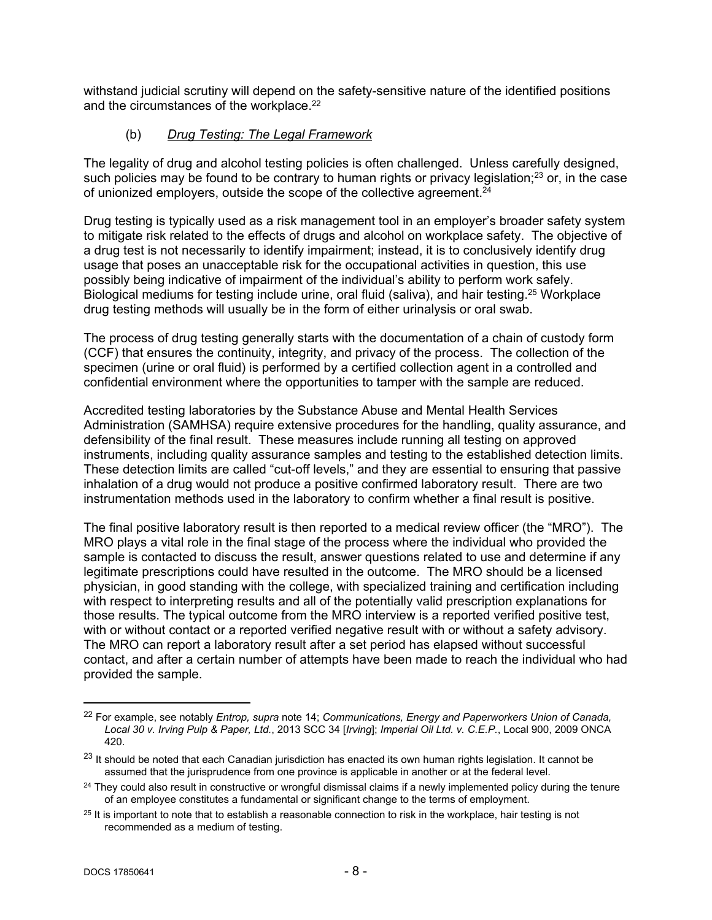withstand judicial scrutiny will depend on the safety-sensitive nature of the identified positions and the circumstances of the workplace.[22]

### (b) *Drug Testing: The Legal Framework*

The legality of drug and alcohol testing policies is often challenged. Unless carefully designed, such policies may be found to be contrary to human rights or privacy legislation;[23] or, in the case of unionized employers, outside the scope of the collective agreement.[24]

Drug testing is typically used as a risk management tool in an employer's broader safety system to mitigate risk related to the effects of drugs and alcohol on workplace safety. The objective of a drug test is not necessarily to identify impairment; instead, it is to conclusively identify drug usage that poses an unacceptable risk for the occupational activities in question, this use possibly being indicative of impairment of the individual's ability to perform work safely. Biological mediums for testing include urine, oral fluid (saliva), and hair testing.[25] Workplace drug testing methods will usually be in the form of either urinalysis or oral swab.

The process of drug testing generally starts with the documentation of a chain of custody form (CCF) that ensures the continuity, integrity, and privacy of the process. The collection of the specimen (urine or oral fluid) is performed by a certified collection agent in a controlled and confidential environment where the opportunities to tamper with the sample are reduced.

Accredited testing laboratories by the Substance Abuse and Mental Health Services Administration (SAMHSA) require extensive procedures for the handling, quality assurance, and defensibility of the final result. These measures include running all testing on approved instruments, including quality assurance samples and testing to the established detection limits. These detection limits are called "cut-off levels," and they are essential to ensuring that passive inhalation of a drug would not produce a positive confirmed laboratory result. There are two instrumentation methods used in the laboratory to confirm whether a final result is positive.

The final positive laboratory result is then reported to a medical review officer (the "MRO"). The MRO plays a vital role in the final stage of the process where the individual who provided the sample is contacted to discuss the result, answer questions related to use and determine if any legitimate prescriptions could have resulted in the outcome. The MRO should be a licensed physician, in good standing with the college, with specialized training and certification including with respect to interpreting results and all of the potentially valid prescription explanations for those results. The typical outcome from the MRO interview is a reported verified positive test, with or without contact or a reported verified negative result with or without a safety advisory. The MRO can report a laboratory result after a set period has elapsed without successful contact, and after a certain number of attempts have been made to reach the individual who had provided the sample.

---

[22] For example, see notably *Entrop, supra* note 14; *Communications, Energy and Paperworkers Union of Canada, Local 30 v. Irving Pulp & Paper, Ltd.*, 2013 SCC 34 [*Irving*]; *Imperial Oil Ltd. v. C.E.P.*, Local 900, 2009 ONCA 420.

[23] It should be noted that each Canadian jurisdiction has enacted its own human rights legislation. It cannot be assumed that the jurisprudence from one province is applicable in another or at the federal level.

[24] They could also result in constructive or wrongful dismissal claims if a newly implemented policy during the tenure of an employee constitutes a fundamental or significant change to the terms of employment.

[25] It is important to note that to establish a reasonable connection to risk in the workplace, hair testing is not recommended as a medium of testing.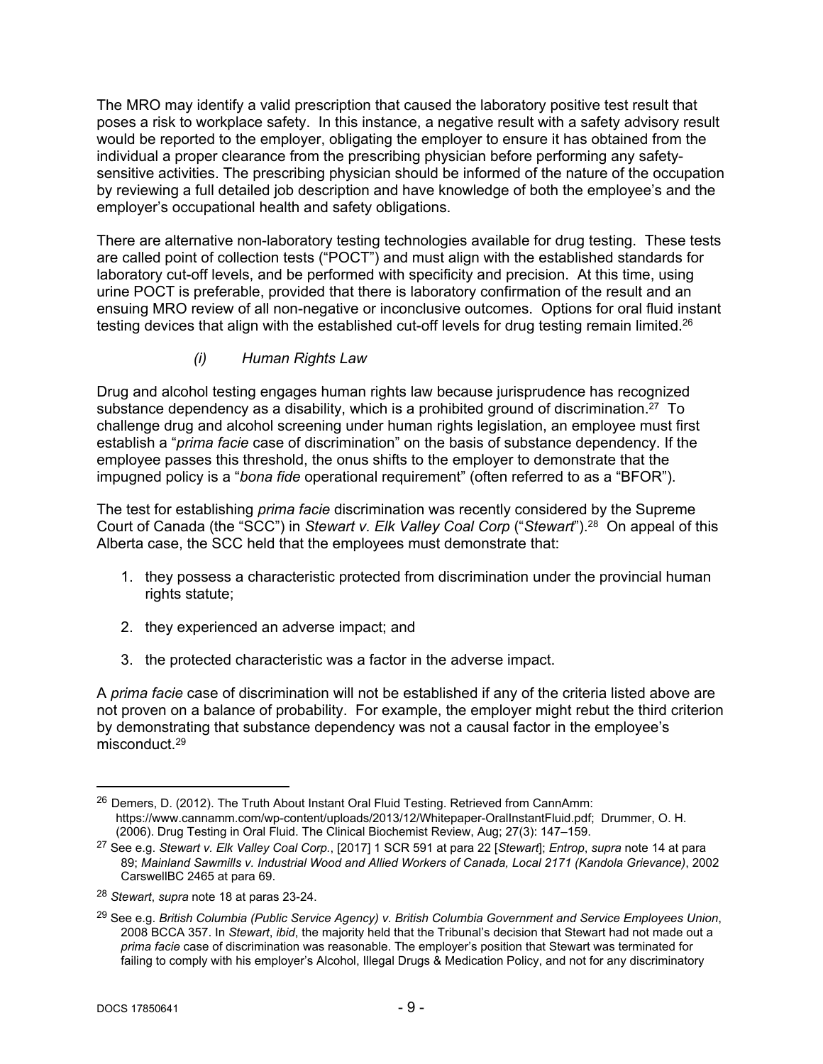The MRO may identify a valid prescription that caused the laboratory positive test result that poses a risk to workplace safety. In this instance, a negative result with a safety advisory result would be reported to the employer, obligating the employer to ensure it has obtained from the individual a proper clearance from the prescribing physician before performing any safety-sensitive activities. The prescribing physician should be informed of the nature of the occupation by reviewing a full detailed job description and have knowledge of both the employee's and the employer's occupational health and safety obligations.

There are alternative non-laboratory testing technologies available for drug testing. These tests are called point of collection tests ("POCT") and must align with the established standards for laboratory cut-off levels, and be performed with specificity and precision. At this time, using urine POCT is preferable, provided that there is laboratory confirmation of the result and an ensuing MRO review of all non-negative or inconclusive outcomes. Options for oral fluid instant testing devices that align with the established cut-off levels for drug testing remain limited.[26]

#### *(i) Human Rights Law*

Drug and alcohol testing engages human rights law because jurisprudence has recognized substance dependency as a disability, which is a prohibited ground of discrimination.[27] To challenge drug and alcohol screening under human rights legislation, an employee must first establish a "*prima facie* case of discrimination" on the basis of substance dependency. If the employee passes this threshold, the onus shifts to the employer to demonstrate that the impugned policy is a "*bona fide* operational requirement" (often referred to as a "BFOR").

The test for establishing *prima facie* discrimination was recently considered by the Supreme Court of Canada (the "SCC") in *Stewart v. Elk Valley Coal Corp* ("*Stewart*").[28] On appeal of this Alberta case, the SCC held that the employees must demonstrate that:

1. they possess a characteristic protected from discrimination under the provincial human rights statute;
2. they experienced an adverse impact; and
3. the protected characteristic was a factor in the adverse impact.

A *prima facie* case of discrimination will not be established if any of the criteria listed above are not proven on a balance of probability. For example, the employer might rebut the third criterion by demonstrating that substance dependency was not a causal factor in the employee's misconduct.[29]

---

[26] Demers, D. (2012). The Truth About Instant Oral Fluid Testing. Retrieved from CannAmm: https://www.cannamm.com/wp-content/uploads/2013/12/Whitepaper-OralInstantFluid.pdf; Drummer, O. H. (2006). Drug Testing in Oral Fluid. The Clinical Biochemist Review, Aug; 27(3): 147–159.

[27] See e.g. *Stewart v. Elk Valley Coal Corp.*, [2017] 1 SCR 591 at para 22 [*Stewart*]; *Entrop*, *supra* note 14 at para 89; *Mainland Sawmills v. Industrial Wood and Allied Workers of Canada, Local 2171 (Kandola Grievance)*, 2002 CarswellBC 2465 at para 69.

[28] *Stewart*, *supra* note 18 at paras 23-24.

[29] See e.g. *British Columbia (Public Service Agency) v. British Columbia Government and Service Employees Union*, 2008 BCCA 357. In *Stewart*, *ibid*, the majority held that the Tribunal's decision that Stewart had not made out a *prima facie* case of discrimination was reasonable. The employer's position that Stewart was terminated for failing to comply with his employer's Alcohol, Illegal Drugs & Medication Policy, and not for any discriminatory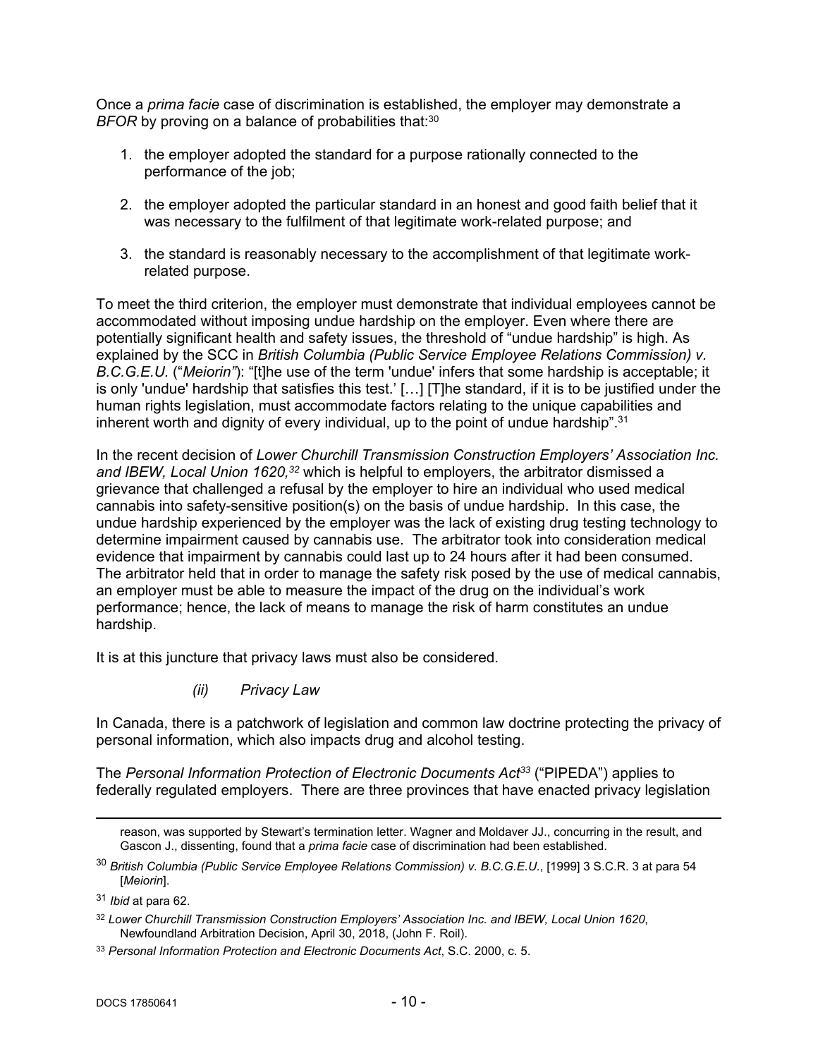Once a *prima facie* case of discrimination is established, the employer may demonstrate a *BFOR* by proving on a balance of probabilities that:[30]

1. the employer adopted the standard for a purpose rationally connected to the performance of the job;
2. the employer adopted the particular standard in an honest and good faith belief that it was necessary to the fulfilment of that legitimate work-related purpose; and
3. the standard is reasonably necessary to the accomplishment of that legitimate work-related purpose.

To meet the third criterion, the employer must demonstrate that individual employees cannot be accommodated without imposing undue hardship on the employer. Even where there are potentially significant health and safety issues, the threshold of "undue hardship" is high. As explained by the SCC in *British Columbia (Public Service Employee Relations Commission) v. B.C.G.E.U.* ("*Meiorin*"): "[t]he use of the term 'undue' infers that some hardship is acceptable; it is only 'undue' hardship that satisfies this test.' […] [T]he standard, if it is to be justified under the human rights legislation, must accommodate factors relating to the unique capabilities and inherent worth and dignity of every individual, up to the point of undue hardship".[31]

In the recent decision of *Lower Churchill Transmission Construction Employers' Association Inc. and IBEW, Local Union 1620,*[32] which is helpful to employers, the arbitrator dismissed a grievance that challenged a refusal by the employer to hire an individual who used medical cannabis into safety-sensitive position(s) on the basis of undue hardship. In this case, the undue hardship experienced by the employer was the lack of existing drug testing technology to determine impairment caused by cannabis use. The arbitrator took into consideration medical evidence that impairment by cannabis could last up to 24 hours after it had been consumed. The arbitrator held that in order to manage the safety risk posed by the use of medical cannabis, an employer must be able to measure the impact of the drug on the individual's work performance; hence, the lack of means to manage the risk of harm constitutes an undue hardship.

It is at this juncture that privacy laws must also be considered.

#### *(ii) Privacy Law*

In Canada, there is a patchwork of legislation and common law doctrine protecting the privacy of personal information, which also impacts drug and alcohol testing.

The *Personal Information Protection of Electronic Documents Act*[33] ("PIPEDA") applies to federally regulated employers. There are three provinces that have enacted privacy legislation

---

reason, was supported by Stewart's termination letter. Wagner and Moldaver JJ., concurring in the result, and Gascon J., dissenting, found that a *prima facie* case of discrimination had been established.

[30] *British Columbia (Public Service Employee Relations Commission) v. B.C.G.E.U.*, [1999] 3 S.C.R. 3 at para 54 [*Meiorin*].

[31] *Ibid* at para 62.

[32] *Lower Churchill Transmission Construction Employers' Association Inc. and IBEW, Local Union 1620*, Newfoundland Arbitration Decision, April 30, 2018, (John F. Roil).

[33] *Personal Information Protection and Electronic Documents Act*, S.C. 2000, c. 5.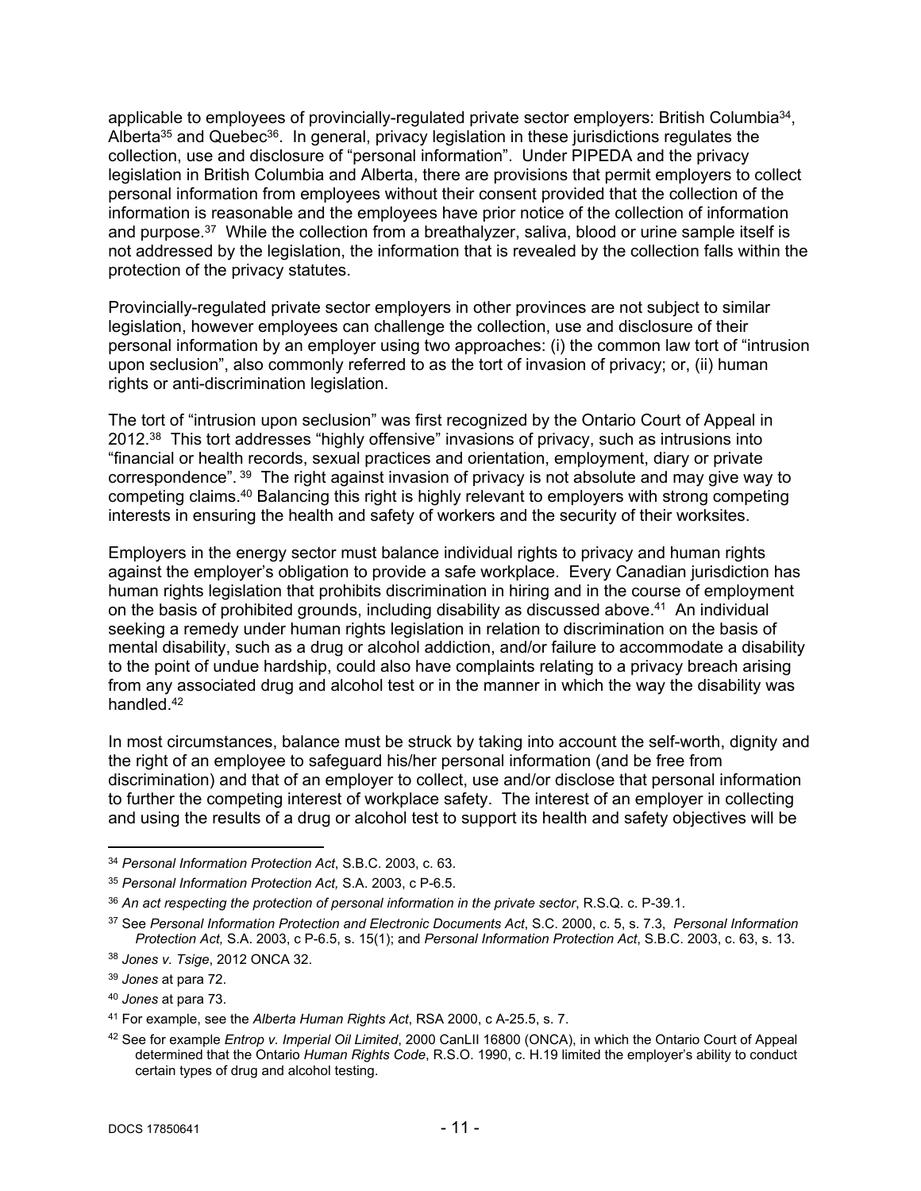applicable to employees of provincially-regulated private sector employers: British Columbia[34], Alberta[35] and Quebec[36]. In general, privacy legislation in these jurisdictions regulates the collection, use and disclosure of "personal information". Under PIPEDA and the privacy legislation in British Columbia and Alberta, there are provisions that permit employers to collect personal information from employees without their consent provided that the collection of the information is reasonable and the employees have prior notice of the collection of information and purpose.[37] While the collection from a breathalyzer, saliva, blood or urine sample itself is not addressed by the legislation, the information that is revealed by the collection falls within the protection of the privacy statutes.

Provincially-regulated private sector employers in other provinces are not subject to similar legislation, however employees can challenge the collection, use and disclosure of their personal information by an employer using two approaches: (i) the common law tort of "intrusion upon seclusion", also commonly referred to as the tort of invasion of privacy; or, (ii) human rights or anti-discrimination legislation.

The tort of "intrusion upon seclusion" was first recognized by the Ontario Court of Appeal in 2012.[38] This tort addresses "highly offensive" invasions of privacy, such as intrusions into "financial or health records, sexual practices and orientation, employment, diary or private correspondence".[39] The right against invasion of privacy is not absolute and may give way to competing claims.[40] Balancing this right is highly relevant to employers with strong competing interests in ensuring the health and safety of workers and the security of their worksites.

Employers in the energy sector must balance individual rights to privacy and human rights against the employer's obligation to provide a safe workplace. Every Canadian jurisdiction has human rights legislation that prohibits discrimination in hiring and in the course of employment on the basis of prohibited grounds, including disability as discussed above.[41] An individual seeking a remedy under human rights legislation in relation to discrimination on the basis of mental disability, such as a drug or alcohol addiction, and/or failure to accommodate a disability to the point of undue hardship, could also have complaints relating to a privacy breach arising from any associated drug and alcohol test or in the manner in which the way the disability was handled.[42]

In most circumstances, balance must be struck by taking into account the self-worth, dignity and the right of an employee to safeguard his/her personal information (and be free from discrimination) and that of an employer to collect, use and/or disclose that personal information to further the competing interest of workplace safety. The interest of an employer in collecting and using the results of a drug or alcohol test to support its health and safety objectives will be

---

[34] *Personal Information Protection Act*, S.B.C. 2003, c. 63.

[35] *Personal Information Protection Act,* S.A. 2003, c P-6.5.

[36] *An act respecting the protection of personal information in the private sector*, R.S.Q. c. P-39.1.

[37] See *Personal Information Protection and Electronic Documents Act*, S.C. 2000, c. 5, s. 7.3, *Personal Information Protection Act,* S.A. 2003, c P-6.5, s. 15(1); and *Personal Information Protection Act*, S.B.C. 2003, c. 63, s. 13.

[38] *Jones v. Tsige*, 2012 ONCA 32.

[39] *Jones* at para 72.

[40] *Jones* at para 73.

[41] For example, see the *Alberta Human Rights Act*, RSA 2000, c A-25.5, s. 7.

[42] See for example *Entrop v. Imperial Oil Limited*, 2000 CanLII 16800 (ONCA), in which the Ontario Court of Appeal determined that the Ontario *Human Rights Code*, R.S.O. 1990, c. H.19 limited the employer's ability to conduct certain types of drug and alcohol testing.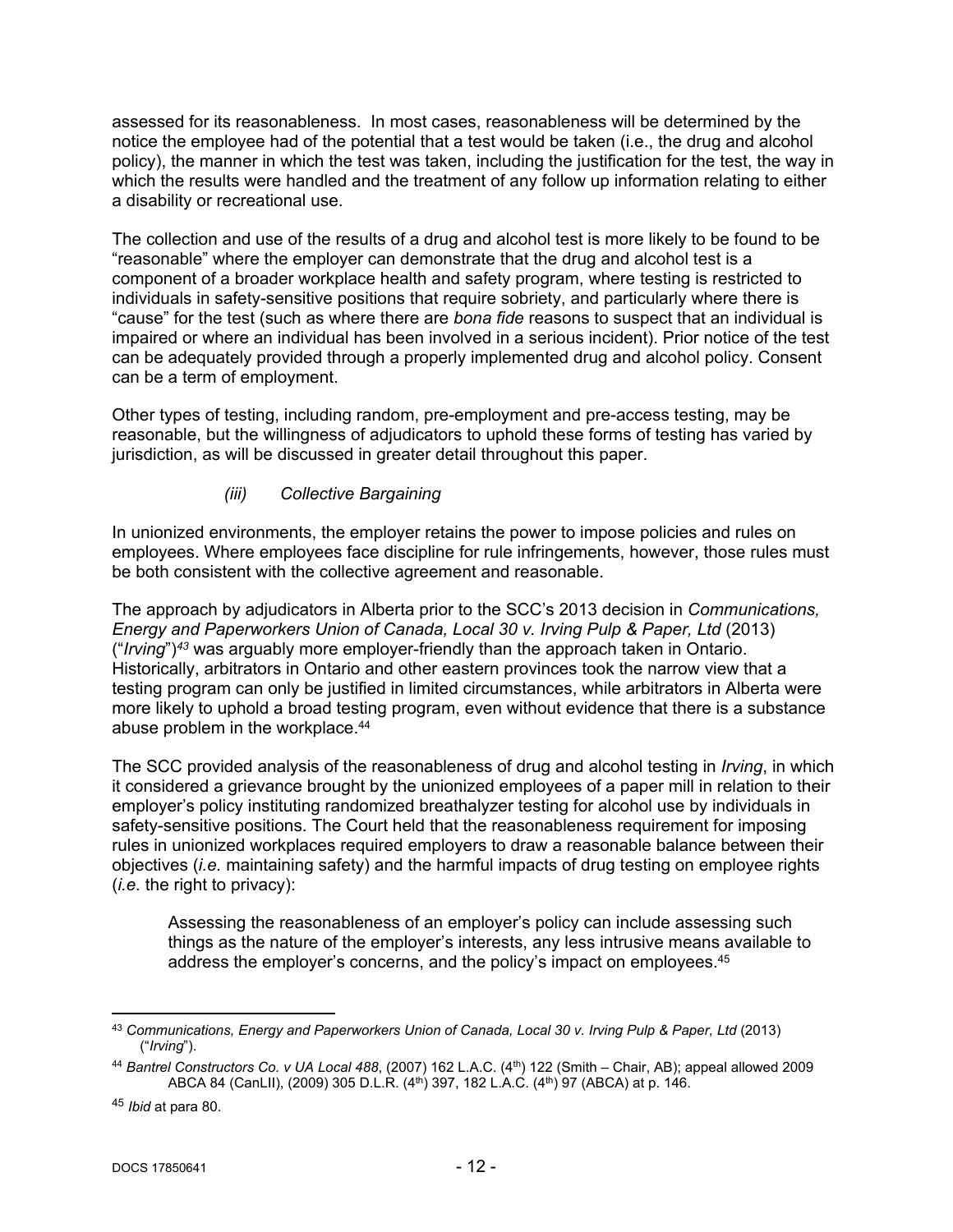assessed for its reasonableness. In most cases, reasonableness will be determined by the notice the employee had of the potential that a test would be taken (i.e., the drug and alcohol policy), the manner in which the test was taken, including the justification for the test, the way in which the results were handled and the treatment of any follow up information relating to either a disability or recreational use.

The collection and use of the results of a drug and alcohol test is more likely to be found to be "reasonable" where the employer can demonstrate that the drug and alcohol test is a component of a broader workplace health and safety program, where testing is restricted to individuals in safety-sensitive positions that require sobriety, and particularly where there is "cause" for the test (such as where there are *bona fide* reasons to suspect that an individual is impaired or where an individual has been involved in a serious incident). Prior notice of the test can be adequately provided through a properly implemented drug and alcohol policy. Consent can be a term of employment.

Other types of testing, including random, pre-employment and pre-access testing, may be reasonable, but the willingness of adjudicators to uphold these forms of testing has varied by jurisdiction, as will be discussed in greater detail throughout this paper.

*(iii) Collective Bargaining*

In unionized environments, the employer retains the power to impose policies and rules on employees. Where employees face discipline for rule infringements, however, those rules must be both consistent with the collective agreement and reasonable.

The approach by adjudicators in Alberta prior to the SCC's 2013 decision in *Communications, Energy and Paperworkers Union of Canada, Local 30 v. Irving Pulp & Paper, Ltd* (2013) ("*Irving*")[43] was arguably more employer-friendly than the approach taken in Ontario. Historically, arbitrators in Ontario and other eastern provinces took the narrow view that a testing program can only be justified in limited circumstances, while arbitrators in Alberta were more likely to uphold a broad testing program, even without evidence that there is a substance abuse problem in the workplace.[44]

The SCC provided analysis of the reasonableness of drug and alcohol testing in *Irving*, in which it considered a grievance brought by the unionized employees of a paper mill in relation to their employer's policy instituting randomized breathalyzer testing for alcohol use by individuals in safety-sensitive positions. The Court held that the reasonableness requirement for imposing rules in unionized workplaces required employers to draw a reasonable balance between their objectives (*i.e.* maintaining safety) and the harmful impacts of drug testing on employee rights (*i.e.* the right to privacy):

> Assessing the reasonableness of an employer's policy can include assessing such things as the nature of the employer's interests, any less intrusive means available to address the employer's concerns, and the policy's impact on employees.[45]

---

[43] *Communications, Energy and Paperworkers Union of Canada, Local 30 v. Irving Pulp & Paper, Ltd* (2013) ("*Irving*").

[44] *Bantrel Constructors Co. v UA Local 488*, (2007) 162 L.A.C. (4th) 122 (Smith – Chair, AB); appeal allowed 2009 ABCA 84 (CanLII), (2009) 305 D.L.R. (4th) 397, 182 L.A.C. (4th) 97 (ABCA) at p. 146.

[45] *Ibid* at para 80.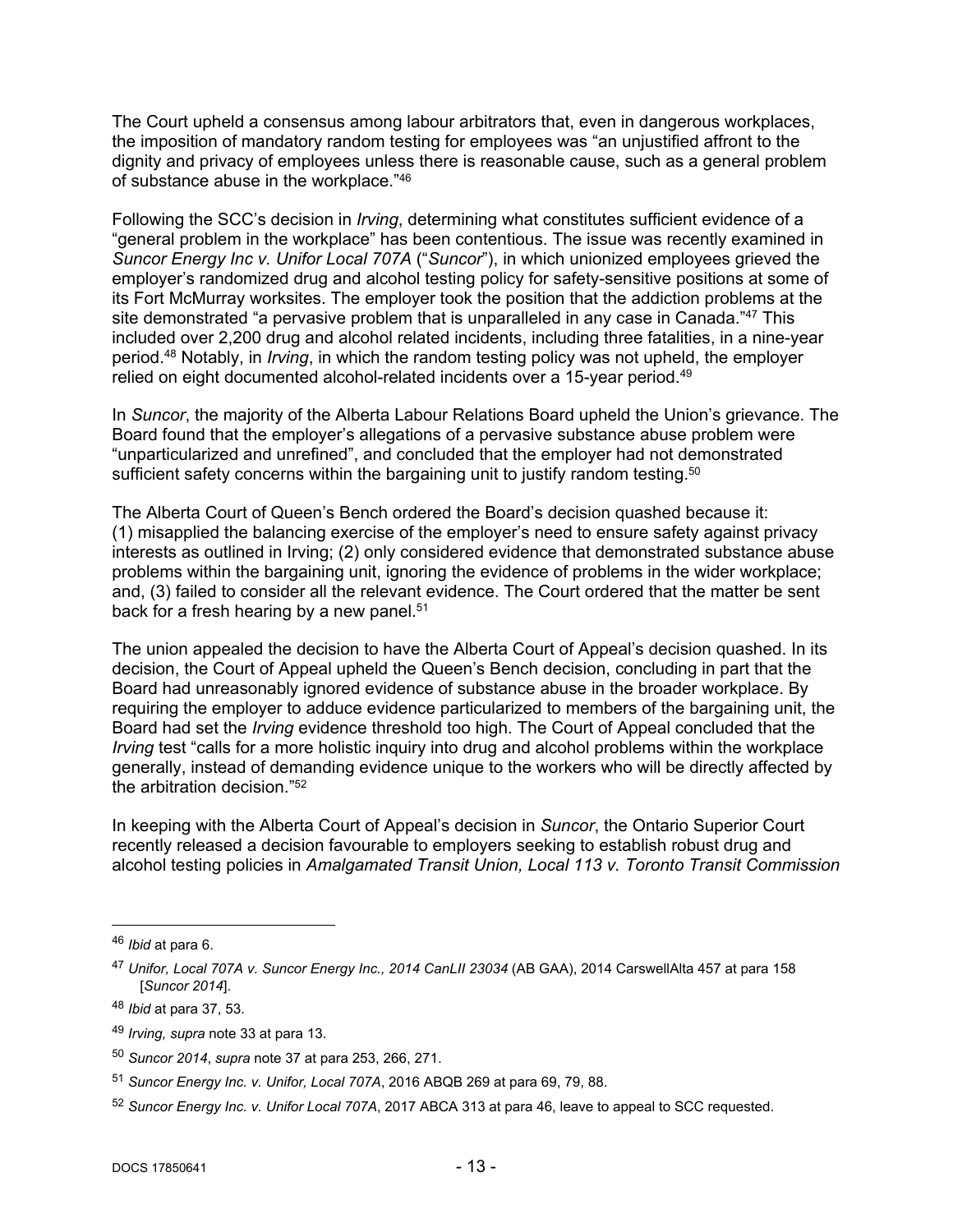The Court upheld a consensus among labour arbitrators that, even in dangerous workplaces, the imposition of mandatory random testing for employees was "an unjustified affront to the dignity and privacy of employees unless there is reasonable cause, such as a general problem of substance abuse in the workplace."[46]

Following the SCC's decision in *Irving*, determining what constitutes sufficient evidence of a "general problem in the workplace" has been contentious. The issue was recently examined in *Suncor Energy Inc v. Unifor Local 707A* ("*Suncor*"), in which unionized employees grieved the employer's randomized drug and alcohol testing policy for safety-sensitive positions at some of its Fort McMurray worksites. The employer took the position that the addiction problems at the site demonstrated "a pervasive problem that is unparalleled in any case in Canada."[47] This included over 2,200 drug and alcohol related incidents, including three fatalities, in a nine-year period.[48] Notably, in *Irving*, in which the random testing policy was not upheld, the employer relied on eight documented alcohol-related incidents over a 15-year period.[49]

In *Suncor*, the majority of the Alberta Labour Relations Board upheld the Union's grievance. The Board found that the employer's allegations of a pervasive substance abuse problem were "unparticularized and unrefined", and concluded that the employer had not demonstrated sufficient safety concerns within the bargaining unit to justify random testing.[50]

The Alberta Court of Queen's Bench ordered the Board's decision quashed because it: (1) misapplied the balancing exercise of the employer's need to ensure safety against privacy interests as outlined in Irving; (2) only considered evidence that demonstrated substance abuse problems within the bargaining unit, ignoring the evidence of problems in the wider workplace; and, (3) failed to consider all the relevant evidence. The Court ordered that the matter be sent back for a fresh hearing by a new panel.[51]

The union appealed the decision to have the Alberta Court of Appeal's decision quashed. In its decision, the Court of Appeal upheld the Queen's Bench decision, concluding in part that the Board had unreasonably ignored evidence of substance abuse in the broader workplace. By requiring the employer to adduce evidence particularized to members of the bargaining unit, the Board had set the *Irving* evidence threshold too high. The Court of Appeal concluded that the *Irving* test "calls for a more holistic inquiry into drug and alcohol problems within the workplace generally, instead of demanding evidence unique to the workers who will be directly affected by the arbitration decision."[52]

In keeping with the Alberta Court of Appeal's decision in *Suncor*, the Ontario Superior Court recently released a decision favourable to employers seeking to establish robust drug and alcohol testing policies in *Amalgamated Transit Union, Local 113 v. Toronto Transit Commission*

---

[46] *Ibid* at para 6.

[47] *Unifor, Local 707A v. Suncor Energy Inc., 2014 CanLII 23034* (AB GAA), 2014 CarswellAlta 457 at para 158 [*Suncor 2014*].

[48] *Ibid* at para 37, 53.

[49] *Irving, supra* note 33 at para 13.

[50] *Suncor 2014*, *supra* note 37 at para 253, 266, 271.

[51] *Suncor Energy Inc. v. Unifor, Local 707A*, 2016 ABQB 269 at para 69, 79, 88.

[52] *Suncor Energy Inc. v. Unifor Local 707A*, 2017 ABCA 313 at para 46, leave to appeal to SCC requested.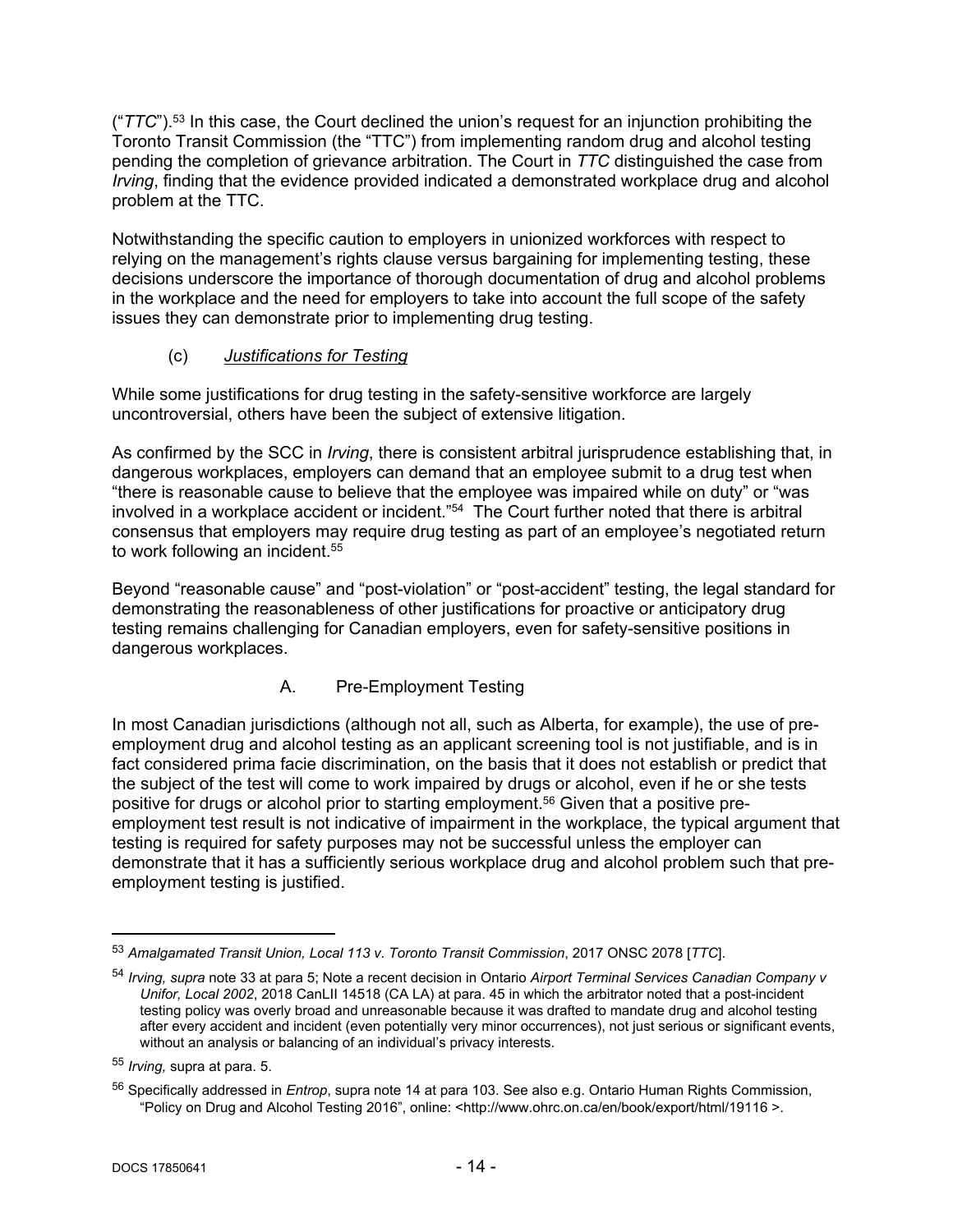("*TTC*").[53] In this case, the Court declined the union's request for an injunction prohibiting the Toronto Transit Commission (the "TTC") from implementing random drug and alcohol testing pending the completion of grievance arbitration. The Court in *TTC* distinguished the case from *Irving*, finding that the evidence provided indicated a demonstrated workplace drug and alcohol problem at the TTC.

Notwithstanding the specific caution to employers in unionized workforces with respect to relying on the management's rights clause versus bargaining for implementing testing, these decisions underscore the importance of thorough documentation of drug and alcohol problems in the workplace and the need for employers to take into account the full scope of the safety issues they can demonstrate prior to implementing drug testing.

(c) *Justifications for Testing*

While some justifications for drug testing in the safety-sensitive workforce are largely uncontroversial, others have been the subject of extensive litigation.

As confirmed by the SCC in *Irving*, there is consistent arbitral jurisprudence establishing that, in dangerous workplaces, employers can demand that an employee submit to a drug test when "there is reasonable cause to believe that the employee was impaired while on duty" or "was involved in a workplace accident or incident."[54] The Court further noted that there is arbitral consensus that employers may require drug testing as part of an employee's negotiated return to work following an incident.[55]

Beyond "reasonable cause" and "post-violation" or "post-accident" testing, the legal standard for demonstrating the reasonableness of other justifications for proactive or anticipatory drug testing remains challenging for Canadian employers, even for safety-sensitive positions in dangerous workplaces.

A. Pre-Employment Testing

In most Canadian jurisdictions (although not all, such as Alberta, for example), the use of pre-employment drug and alcohol testing as an applicant screening tool is not justifiable, and is in fact considered prima facie discrimination, on the basis that it does not establish or predict that the subject of the test will come to work impaired by drugs or alcohol, even if he or she tests positive for drugs or alcohol prior to starting employment.[56] Given that a positive pre-employment test result is not indicative of impairment in the workplace, the typical argument that testing is required for safety purposes may not be successful unless the employer can demonstrate that it has a sufficiently serious workplace drug and alcohol problem such that pre-employment testing is justified.

---

[53] *Amalgamated Transit Union, Local 113 v. Toronto Transit Commission*, 2017 ONSC 2078 [*TTC*].

[54] *Irving, supra* note 33 at para 5; Note a recent decision in Ontario *Airport Terminal Services Canadian Company v Unifor, Local 2002*, 2018 CanLII 14518 (CA LA) at para. 45 in which the arbitrator noted that a post-incident testing policy was overly broad and unreasonable because it was drafted to mandate drug and alcohol testing after every accident and incident (even potentially very minor occurrences), not just serious or significant events, without an analysis or balancing of an individual's privacy interests.

[55] *Irving,* supra at para. 5.

[56] Specifically addressed in *Entrop*, supra note 14 at para 103. See also e.g. Ontario Human Rights Commission, "Policy on Drug and Alcohol Testing 2016", online: <http://www.ohrc.on.ca/en/book/export/html/19116 >.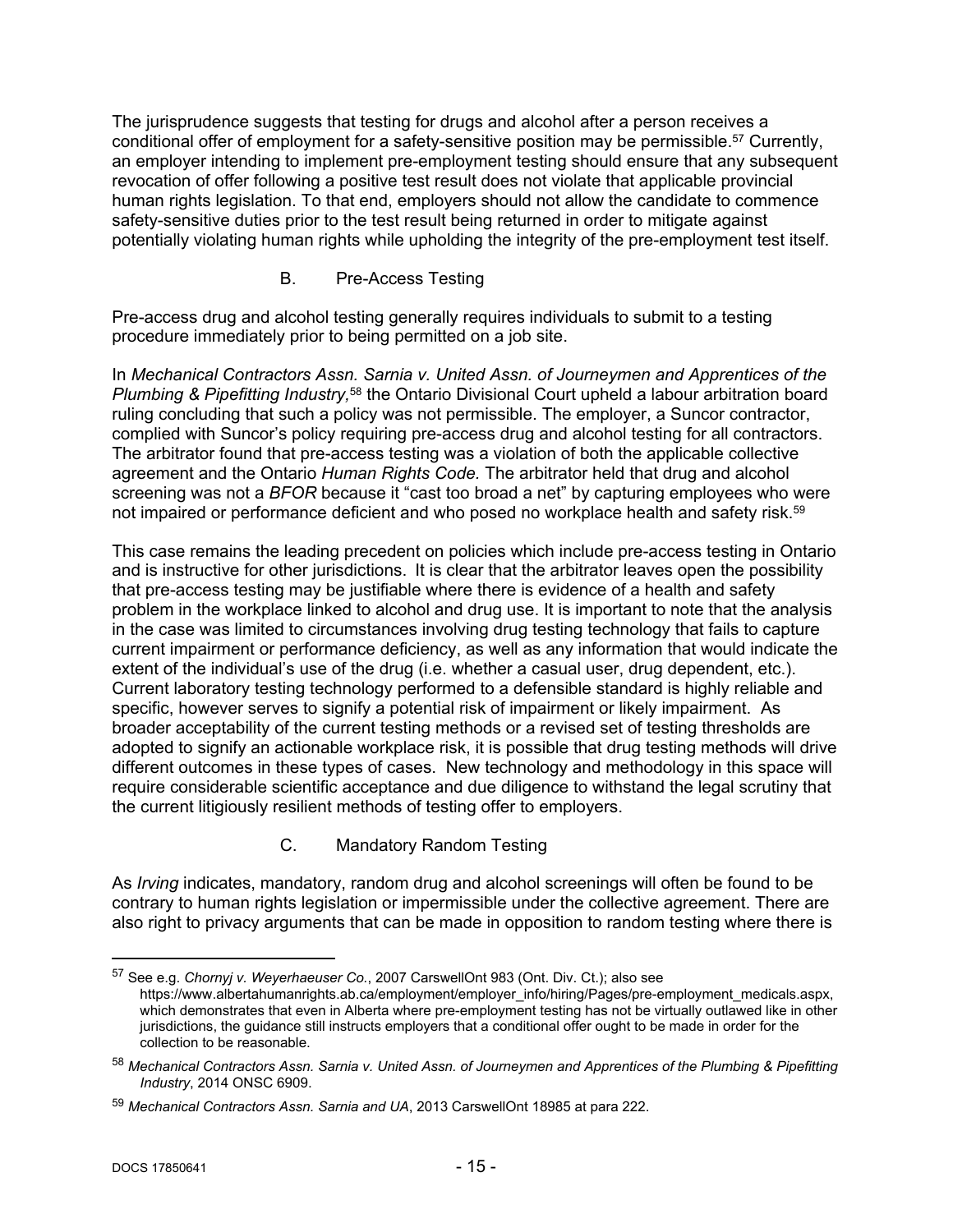The jurisprudence suggests that testing for drugs and alcohol after a person receives a conditional offer of employment for a safety-sensitive position may be permissible.[57] Currently, an employer intending to implement pre-employment testing should ensure that any subsequent revocation of offer following a positive test result does not violate that applicable provincial human rights legislation. To that end, employers should not allow the candidate to commence safety-sensitive duties prior to the test result being returned in order to mitigate against potentially violating human rights while upholding the integrity of the pre-employment test itself.

### B. Pre-Access Testing

Pre-access drug and alcohol testing generally requires individuals to submit to a testing procedure immediately prior to being permitted on a job site.

In *Mechanical Contractors Assn. Sarnia v. United Assn. of Journeymen and Apprentices of the Plumbing & Pipefitting Industry,*[58] the Ontario Divisional Court upheld a labour arbitration board ruling concluding that such a policy was not permissible. The employer, a Suncor contractor, complied with Suncor's policy requiring pre-access drug and alcohol testing for all contractors. The arbitrator found that pre-access testing was a violation of both the applicable collective agreement and the Ontario *Human Rights Code.* The arbitrator held that drug and alcohol screening was not a *BFOR* because it "cast too broad a net" by capturing employees who were not impaired or performance deficient and who posed no workplace health and safety risk.[59]

This case remains the leading precedent on policies which include pre-access testing in Ontario and is instructive for other jurisdictions. It is clear that the arbitrator leaves open the possibility that pre-access testing may be justifiable where there is evidence of a health and safety problem in the workplace linked to alcohol and drug use. It is important to note that the analysis in the case was limited to circumstances involving drug testing technology that fails to capture current impairment or performance deficiency, as well as any information that would indicate the extent of the individual's use of the drug (i.e. whether a casual user, drug dependent, etc.). Current laboratory testing technology performed to a defensible standard is highly reliable and specific, however serves to signify a potential risk of impairment or likely impairment. As broader acceptability of the current testing methods or a revised set of testing thresholds are adopted to signify an actionable workplace risk, it is possible that drug testing methods will drive different outcomes in these types of cases. New technology and methodology in this space will require considerable scientific acceptance and due diligence to withstand the legal scrutiny that the current litigiously resilient methods of testing offer to employers.

### C. Mandatory Random Testing

As *Irving* indicates, mandatory, random drug and alcohol screenings will often be found to be contrary to human rights legislation or impermissible under the collective agreement. There are also right to privacy arguments that can be made in opposition to random testing where there is

---

[57] See e.g. *Chornyj v. Weyerhaeuser Co.*, 2007 CarswellOnt 983 (Ont. Div. Ct.); also see https://www.albertahumanrights.ab.ca/employment/employer_info/hiring/Pages/pre-employment_medicals.aspx, which demonstrates that even in Alberta where pre-employment testing has not be virtually outlawed like in other jurisdictions, the guidance still instructs employers that a conditional offer ought to be made in order for the collection to be reasonable.

[58] *Mechanical Contractors Assn. Sarnia v. United Assn. of Journeymen and Apprentices of the Plumbing & Pipefitting Industry*, 2014 ONSC 6909.

[59] *Mechanical Contractors Assn. Sarnia and UA*, 2013 CarswellOnt 18985 at para 222.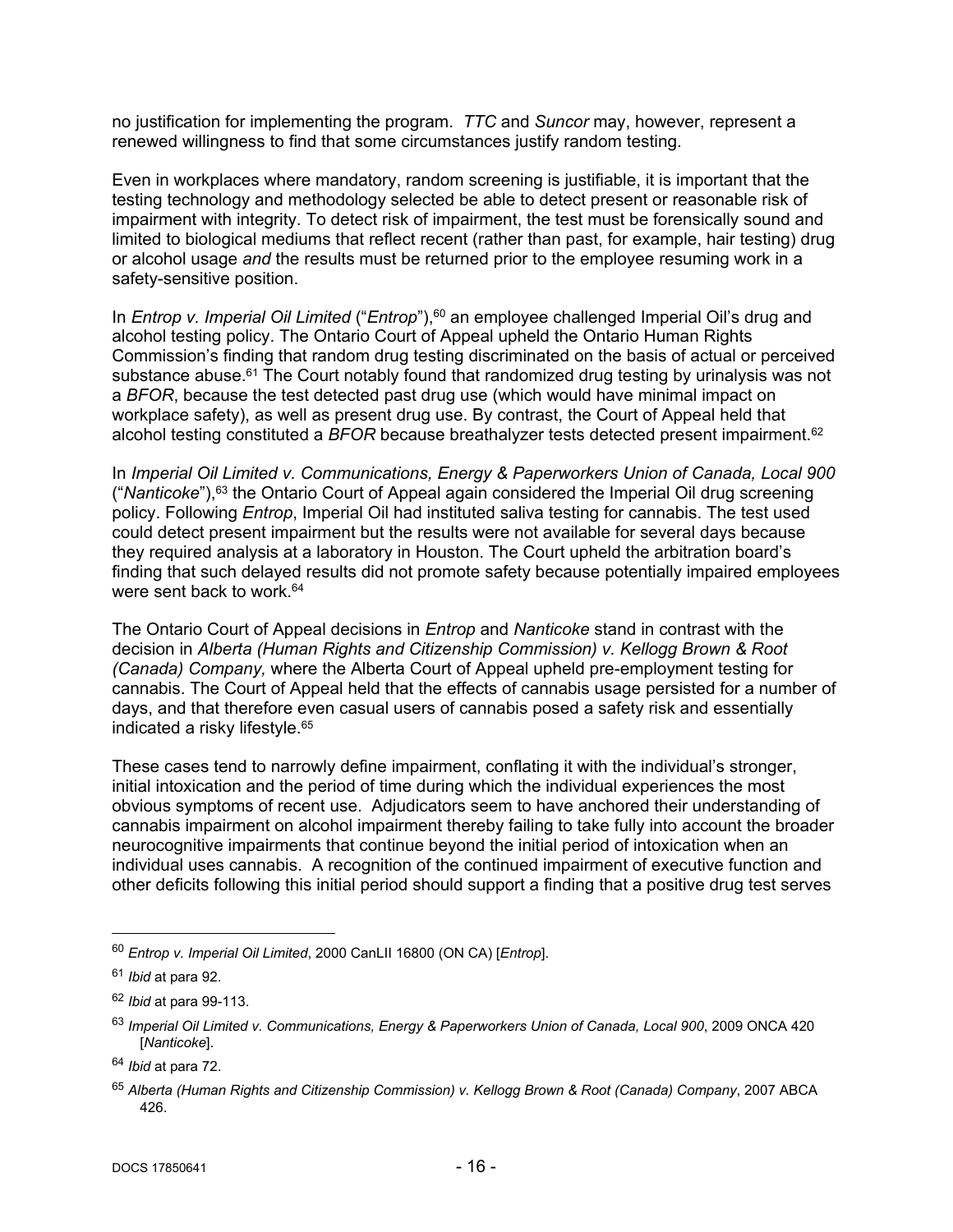no justification for implementing the program. *TTC* and *Suncor* may, however, represent a renewed willingness to find that some circumstances justify random testing.

Even in workplaces where mandatory, random screening is justifiable, it is important that the testing technology and methodology selected be able to detect present or reasonable risk of impairment with integrity. To detect risk of impairment, the test must be forensically sound and limited to biological mediums that reflect recent (rather than past, for example, hair testing) drug or alcohol usage *and* the results must be returned prior to the employee resuming work in a safety-sensitive position.

In *Entrop v. Imperial Oil Limited* ("*Entrop*"),[60] an employee challenged Imperial Oil's drug and alcohol testing policy. The Ontario Court of Appeal upheld the Ontario Human Rights Commission's finding that random drug testing discriminated on the basis of actual or perceived substance abuse.[61] The Court notably found that randomized drug testing by urinalysis was not a *BFOR*, because the test detected past drug use (which would have minimal impact on workplace safety), as well as present drug use. By contrast, the Court of Appeal held that alcohol testing constituted a *BFOR* because breathalyzer tests detected present impairment.[62]

In *Imperial Oil Limited v. Communications, Energy & Paperworkers Union of Canada, Local 900* ("*Nanticoke*"),[63] the Ontario Court of Appeal again considered the Imperial Oil drug screening policy. Following *Entrop*, Imperial Oil had instituted saliva testing for cannabis. The test used could detect present impairment but the results were not available for several days because they required analysis at a laboratory in Houston. The Court upheld the arbitration board's finding that such delayed results did not promote safety because potentially impaired employees were sent back to work.[64]

The Ontario Court of Appeal decisions in *Entrop* and *Nanticoke* stand in contrast with the decision in *Alberta (Human Rights and Citizenship Commission) v. Kellogg Brown & Root (Canada) Company,* where the Alberta Court of Appeal upheld pre-employment testing for cannabis. The Court of Appeal held that the effects of cannabis usage persisted for a number of days, and that therefore even casual users of cannabis posed a safety risk and essentially indicated a risky lifestyle.[65]

These cases tend to narrowly define impairment, conflating it with the individual's stronger, initial intoxication and the period of time during which the individual experiences the most obvious symptoms of recent use. Adjudicators seem to have anchored their understanding of cannabis impairment on alcohol impairment thereby failing to take fully into account the broader neurocognitive impairments that continue beyond the initial period of intoxication when an individual uses cannabis. A recognition of the continued impairment of executive function and other deficits following this initial period should support a finding that a positive drug test serves

---

[60] *Entrop v. Imperial Oil Limited*, 2000 CanLII 16800 (ON CA) [*Entrop*].

[61] *Ibid* at para 92.

[62] *Ibid* at para 99-113.

[63] *Imperial Oil Limited v. Communications, Energy & Paperworkers Union of Canada, Local 900*, 2009 ONCA 420 [*Nanticoke*].

[64] *Ibid* at para 72.

[65] *Alberta (Human Rights and Citizenship Commission) v. Kellogg Brown & Root (Canada) Company*, 2007 ABCA 426.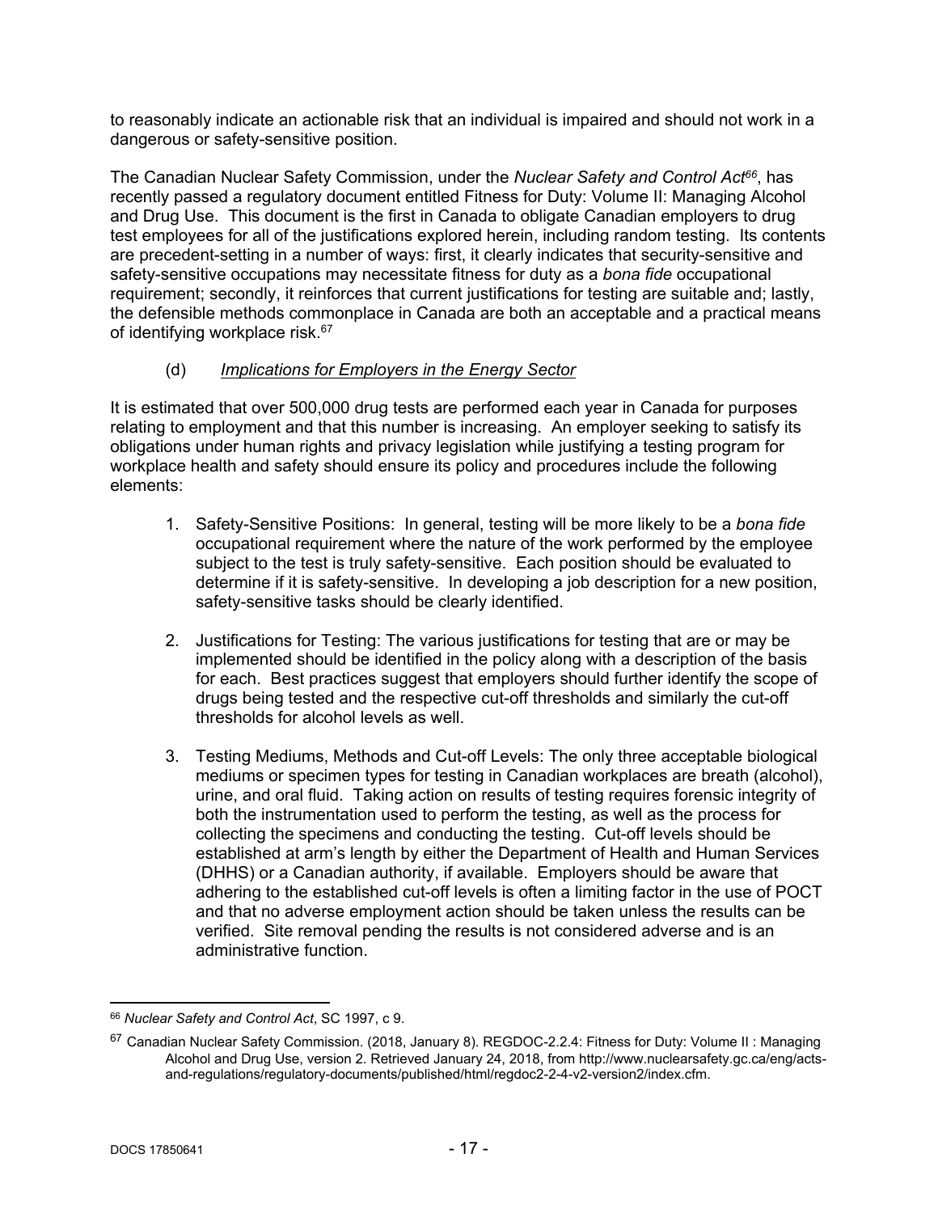to reasonably indicate an actionable risk that an individual is impaired and should not work in a dangerous or safety-sensitive position.

The Canadian Nuclear Safety Commission, under the *Nuclear Safety and Control Act*[66], has recently passed a regulatory document entitled Fitness for Duty: Volume II: Managing Alcohol and Drug Use. This document is the first in Canada to obligate Canadian employers to drug test employees for all of the justifications explored herein, including random testing. Its contents are precedent-setting in a number of ways: first, it clearly indicates that security-sensitive and safety-sensitive occupations may necessitate fitness for duty as a *bona fide* occupational requirement; secondly, it reinforces that current justifications for testing are suitable and; lastly, the defensible methods commonplace in Canada are both an acceptable and a practical means of identifying workplace risk.[67]

(d) *Implications for Employers in the Energy Sector*

It is estimated that over 500,000 drug tests are performed each year in Canada for purposes relating to employment and that this number is increasing. An employer seeking to satisfy its obligations under human rights and privacy legislation while justifying a testing program for workplace health and safety should ensure its policy and procedures include the following elements:

1. Safety-Sensitive Positions: In general, testing will be more likely to be a *bona fide* occupational requirement where the nature of the work performed by the employee subject to the test is truly safety-sensitive. Each position should be evaluated to determine if it is safety-sensitive. In developing a job description for a new position, safety-sensitive tasks should be clearly identified.

2. Justifications for Testing: The various justifications for testing that are or may be implemented should be identified in the policy along with a description of the basis for each. Best practices suggest that employers should further identify the scope of drugs being tested and the respective cut-off thresholds and similarly the cut-off thresholds for alcohol levels as well.

3. Testing Mediums, Methods and Cut-off Levels: The only three acceptable biological mediums or specimen types for testing in Canadian workplaces are breath (alcohol), urine, and oral fluid. Taking action on results of testing requires forensic integrity of both the instrumentation used to perform the testing, as well as the process for collecting the specimens and conducting the testing. Cut-off levels should be established at arm's length by either the Department of Health and Human Services (DHHS) or a Canadian authority, if available. Employers should be aware that adhering to the established cut-off levels is often a limiting factor in the use of POCT and that no adverse employment action should be taken unless the results can be verified. Site removal pending the results is not considered adverse and is an administrative function.

---

[66] *Nuclear Safety and Control Act*, SC 1997, c 9.

[67] Canadian Nuclear Safety Commission. (2018, January 8). REGDOC-2.2.4: Fitness for Duty: Volume II : Managing Alcohol and Drug Use, version 2. Retrieved January 24, 2018, from http://www.nuclearsafety.gc.ca/eng/acts-and-regulations/regulatory-documents/published/html/regdoc2-2-4-v2-version2/index.cfm.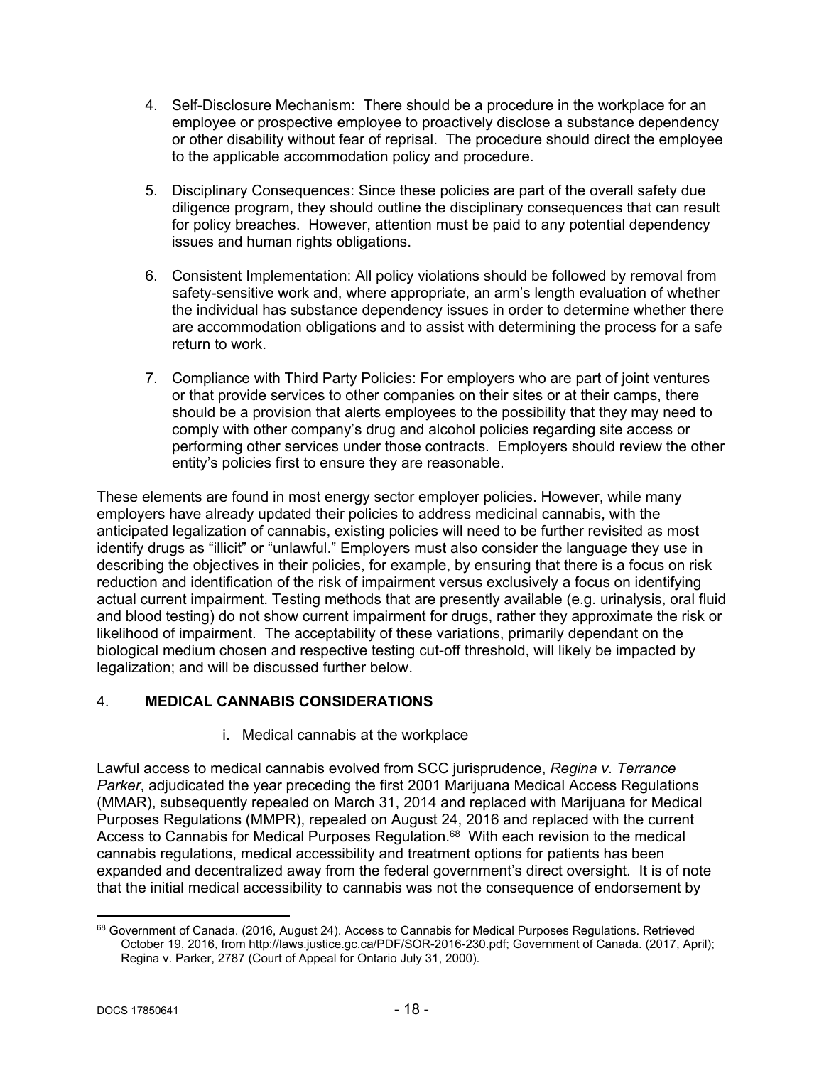4. Self-Disclosure Mechanism: There should be a procedure in the workplace for an employee or prospective employee to proactively disclose a substance dependency or other disability without fear of reprisal. The procedure should direct the employee to the applicable accommodation policy and procedure.

5. Disciplinary Consequences: Since these policies are part of the overall safety due diligence program, they should outline the disciplinary consequences that can result for policy breaches. However, attention must be paid to any potential dependency issues and human rights obligations.

6. Consistent Implementation: All policy violations should be followed by removal from safety-sensitive work and, where appropriate, an arm's length evaluation of whether the individual has substance dependency issues in order to determine whether there are accommodation obligations and to assist with determining the process for a safe return to work.

7. Compliance with Third Party Policies: For employers who are part of joint ventures or that provide services to other companies on their sites or at their camps, there should be a provision that alerts employees to the possibility that they may need to comply with other company's drug and alcohol policies regarding site access or performing other services under those contracts. Employers should review the other entity's policies first to ensure they are reasonable.

These elements are found in most energy sector employer policies. However, while many employers have already updated their policies to address medicinal cannabis, with the anticipated legalization of cannabis, existing policies will need to be further revisited as most identify drugs as "illicit" or "unlawful." Employers must also consider the language they use in describing the objectives in their policies, for example, by ensuring that there is a focus on risk reduction and identification of the risk of impairment versus exclusively a focus on identifying actual current impairment. Testing methods that are presently available (e.g. urinalysis, oral fluid and blood testing) do not show current impairment for drugs, rather they approximate the risk or likelihood of impairment. The acceptability of these variations, primarily dependant on the biological medium chosen and respective testing cut-off threshold, will likely be impacted by legalization; and will be discussed further below.

## 4. **MEDICAL CANNABIS CONSIDERATIONS**

### i. Medical cannabis at the workplace

Lawful access to medical cannabis evolved from SCC jurisprudence, *Regina v. Terrance Parker*, adjudicated the year preceding the first 2001 Marijuana Medical Access Regulations (MMAR), subsequently repealed on March 31, 2014 and replaced with Marijuana for Medical Purposes Regulations (MMPR), repealed on August 24, 2016 and replaced with the current Access to Cannabis for Medical Purposes Regulation.[68] With each revision to the medical cannabis regulations, medical accessibility and treatment options for patients has been expanded and decentralized away from the federal government's direct oversight. It is of note that the initial medical accessibility to cannabis was not the consequence of endorsement by

---

[68] Government of Canada. (2016, August 24). Access to Cannabis for Medical Purposes Regulations. Retrieved October 19, 2016, from http://laws.justice.gc.ca/PDF/SOR-2016-230.pdf; Government of Canada. (2017, April); Regina v. Parker, 2787 (Court of Appeal for Ontario July 31, 2000).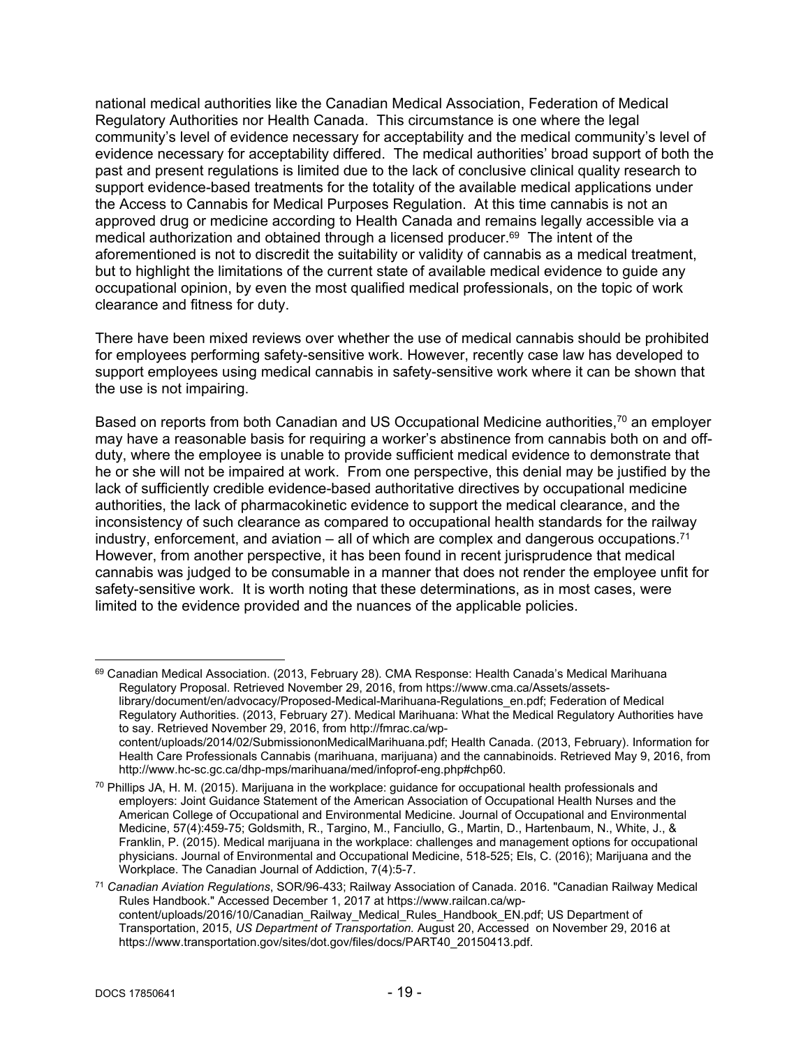national medical authorities like the Canadian Medical Association, Federation of Medical Regulatory Authorities nor Health Canada. This circumstance is one where the legal community's level of evidence necessary for acceptability and the medical community's level of evidence necessary for acceptability differed. The medical authorities' broad support of both the past and present regulations is limited due to the lack of conclusive clinical quality research to support evidence-based treatments for the totality of the available medical applications under the Access to Cannabis for Medical Purposes Regulation. At this time cannabis is not an approved drug or medicine according to Health Canada and remains legally accessible via a medical authorization and obtained through a licensed producer.[69] The intent of the aforementioned is not to discredit the suitability or validity of cannabis as a medical treatment, but to highlight the limitations of the current state of available medical evidence to guide any occupational opinion, by even the most qualified medical professionals, on the topic of work clearance and fitness for duty.

There have been mixed reviews over whether the use of medical cannabis should be prohibited for employees performing safety-sensitive work. However, recently case law has developed to support employees using medical cannabis in safety-sensitive work where it can be shown that the use is not impairing.

Based on reports from both Canadian and US Occupational Medicine authorities,[70] an employer may have a reasonable basis for requiring a worker's abstinence from cannabis both on and off-duty, where the employee is unable to provide sufficient medical evidence to demonstrate that he or she will not be impaired at work. From one perspective, this denial may be justified by the lack of sufficiently credible evidence-based authoritative directives by occupational medicine authorities, the lack of pharmacokinetic evidence to support the medical clearance, and the inconsistency of such clearance as compared to occupational health standards for the railway industry, enforcement, and aviation – all of which are complex and dangerous occupations.[71] However, from another perspective, it has been found in recent jurisprudence that medical cannabis was judged to be consumable in a manner that does not render the employee unfit for safety-sensitive work. It is worth noting that these determinations, as in most cases, were limited to the evidence provided and the nuances of the applicable policies.

---

[69] Canadian Medical Association. (2013, February 28). CMA Response: Health Canada's Medical Marihuana Regulatory Proposal. Retrieved November 29, 2016, from https://www.cma.ca/Assets/assets-library/document/en/advocacy/Proposed-Medical-Marihuana-Regulations_en.pdf; Federation of Medical Regulatory Authorities. (2013, February 27). Medical Marihuana: What the Medical Regulatory Authorities have to say. Retrieved November 29, 2016, from http://fmrac.ca/wp-content/uploads/2014/02/SubmissiononMedicalMarihuana.pdf; Health Canada. (2013, February). Information for Health Care Professionals Cannabis (marihuana, marijuana) and the cannabinoids. Retrieved May 9, 2016, from http://www.hc-sc.gc.ca/dhp-mps/marihuana/med/infoprof-eng.php#chp60.

[70] Phillips JA, H. M. (2015). Marijuana in the workplace: guidance for occupational health professionals and employers: Joint Guidance Statement of the American Association of Occupational Health Nurses and the American College of Occupational and Environmental Medicine. Journal of Occupational and Environmental Medicine, 57(4):459-75; Goldsmith, R., Targino, M., Fanciullo, G., Martin, D., Hartenbaum, N., White, J., & Franklin, P. (2015). Medical marijuana in the workplace: challenges and management options for occupational physicians. Journal of Environmental and Occupational Medicine, 518-525; Els, C. (2016); Marijuana and the Workplace. The Canadian Journal of Addiction, 7(4):5-7.

[71] *Canadian Aviation Regulations*, SOR/96-433; Railway Association of Canada. 2016. "Canadian Railway Medical Rules Handbook." Accessed December 1, 2017 at https://www.railcan.ca/wp-content/uploads/2016/10/Canadian_Railway_Medical_Rules_Handbook_EN.pdf; US Department of Transportation, 2015, *US Department of Transportation.* August 20, Accessed on November 29, 2016 at https://www.transportation.gov/sites/dot.gov/files/docs/PART40_20150413.pdf.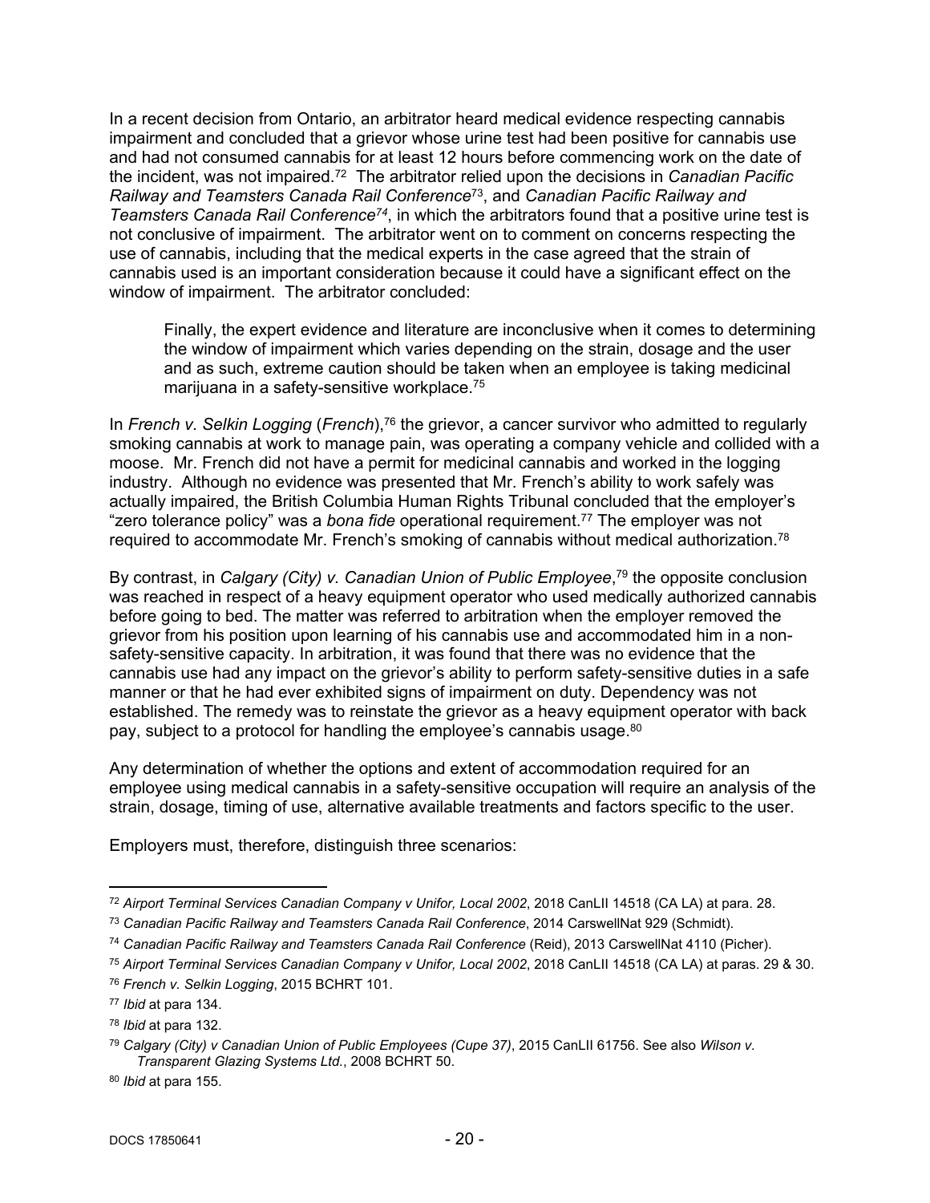In a recent decision from Ontario, an arbitrator heard medical evidence respecting cannabis impairment and concluded that a grievor whose urine test had been positive for cannabis use and had not consumed cannabis for at least 12 hours before commencing work on the date of the incident, was not impaired.[72] The arbitrator relied upon the decisions in *Canadian Pacific Railway and Teamsters Canada Rail Conference*[73], and *Canadian Pacific Railway and Teamsters Canada Rail Conference*[74], in which the arbitrators found that a positive urine test is not conclusive of impairment. The arbitrator went on to comment on concerns respecting the use of cannabis, including that the medical experts in the case agreed that the strain of cannabis used is an important consideration because it could have a significant effect on the window of impairment. The arbitrator concluded:

> Finally, the expert evidence and literature are inconclusive when it comes to determining the window of impairment which varies depending on the strain, dosage and the user and as such, extreme caution should be taken when an employee is taking medicinal marijuana in a safety-sensitive workplace.[75]

In *French v. Selkin Logging* (*French*),[76] the grievor, a cancer survivor who admitted to regularly smoking cannabis at work to manage pain, was operating a company vehicle and collided with a moose. Mr. French did not have a permit for medicinal cannabis and worked in the logging industry. Although no evidence was presented that Mr. French's ability to work safely was actually impaired, the British Columbia Human Rights Tribunal concluded that the employer's "zero tolerance policy" was a *bona fide* operational requirement.[77] The employer was not required to accommodate Mr. French's smoking of cannabis without medical authorization.[78]

By contrast, in *Calgary (City) v. Canadian Union of Public Employee*,[79] the opposite conclusion was reached in respect of a heavy equipment operator who used medically authorized cannabis before going to bed. The matter was referred to arbitration when the employer removed the grievor from his position upon learning of his cannabis use and accommodated him in a non-safety-sensitive capacity. In arbitration, it was found that there was no evidence that the cannabis use had any impact on the grievor's ability to perform safety-sensitive duties in a safe manner or that he had ever exhibited signs of impairment on duty. Dependency was not established. The remedy was to reinstate the grievor as a heavy equipment operator with back pay, subject to a protocol for handling the employee's cannabis usage.[80]

Any determination of whether the options and extent of accommodation required for an employee using medical cannabis in a safety-sensitive occupation will require an analysis of the strain, dosage, timing of use, alternative available treatments and factors specific to the user.

Employers must, therefore, distinguish three scenarios:

---

[72] *Airport Terminal Services Canadian Company v Unifor, Local 2002*, 2018 CanLII 14518 (CA LA) at para. 28.

[73] *Canadian Pacific Railway and Teamsters Canada Rail Conference*, 2014 CarswellNat 929 (Schmidt).

[74] *Canadian Pacific Railway and Teamsters Canada Rail Conference* (Reid), 2013 CarswellNat 4110 (Picher).

[75] *Airport Terminal Services Canadian Company v Unifor, Local 2002*, 2018 CanLII 14518 (CA LA) at paras. 29 & 30.

[76] *French v. Selkin Logging*, 2015 BCHRT 101.

[77] *Ibid* at para 134.

[78] *Ibid* at para 132.

[79] *Calgary (City) v Canadian Union of Public Employees (Cupe 37)*, 2015 CanLII 61756. See also *Wilson v. Transparent Glazing Systems Ltd.*, 2008 BCHRT 50.

[80] *Ibid* at para 155.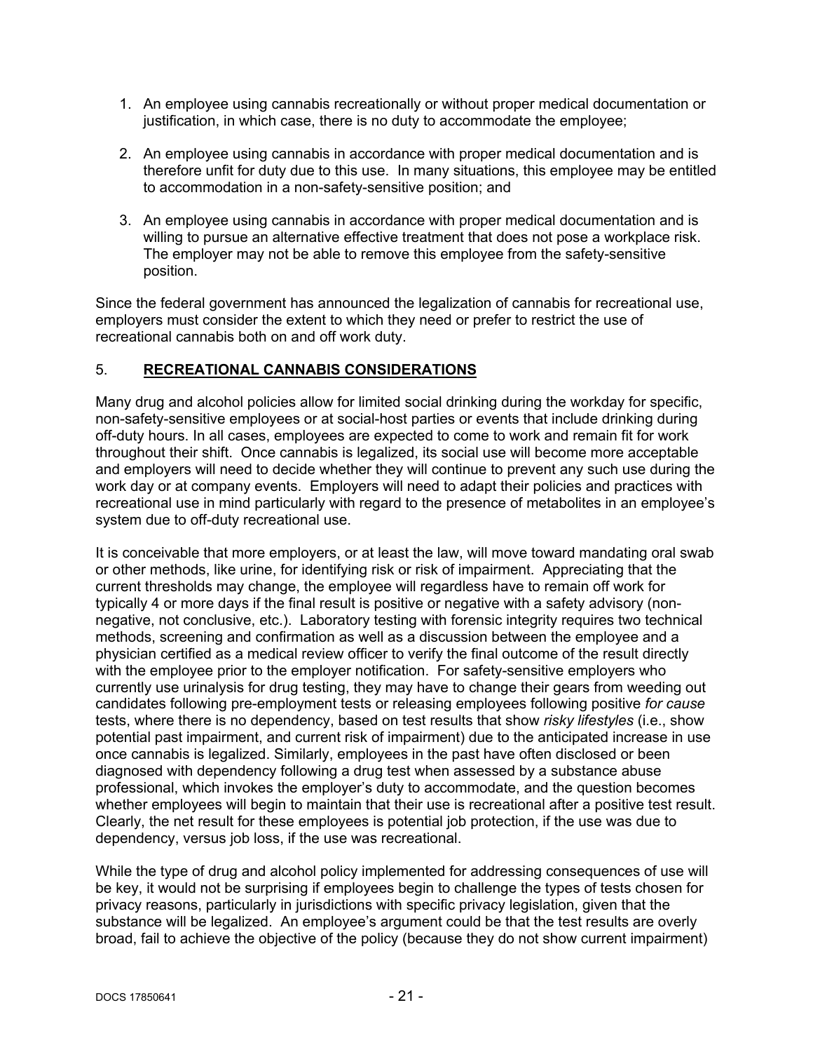1. An employee using cannabis recreationally or without proper medical documentation or justification, in which case, there is no duty to accommodate the employee;

2. An employee using cannabis in accordance with proper medical documentation and is therefore unfit for duty due to this use. In many situations, this employee may be entitled to accommodation in a non-safety-sensitive position; and

3. An employee using cannabis in accordance with proper medical documentation and is willing to pursue an alternative effective treatment that does not pose a workplace risk. The employer may not be able to remove this employee from the safety-sensitive position.

Since the federal government has announced the legalization of cannabis for recreational use, employers must consider the extent to which they need or prefer to restrict the use of recreational cannabis both on and off work duty.

## 5. **RECREATIONAL CANNABIS CONSIDERATIONS**

Many drug and alcohol policies allow for limited social drinking during the workday for specific, non-safety-sensitive employees or at social-host parties or events that include drinking during off-duty hours. In all cases, employees are expected to come to work and remain fit for work throughout their shift. Once cannabis is legalized, its social use will become more acceptable and employers will need to decide whether they will continue to prevent any such use during the work day or at company events. Employers will need to adapt their policies and practices with recreational use in mind particularly with regard to the presence of metabolites in an employee's system due to off-duty recreational use.

It is conceivable that more employers, or at least the law, will move toward mandating oral swab or other methods, like urine, for identifying risk or risk of impairment. Appreciating that the current thresholds may change, the employee will regardless have to remain off work for typically 4 or more days if the final result is positive or negative with a safety advisory (non-negative, not conclusive, etc.). Laboratory testing with forensic integrity requires two technical methods, screening and confirmation as well as a discussion between the employee and a physician certified as a medical review officer to verify the final outcome of the result directly with the employee prior to the employer notification. For safety-sensitive employers who currently use urinalysis for drug testing, they may have to change their gears from weeding out candidates following pre-employment tests or releasing employees following positive *for cause* tests, where there is no dependency, based on test results that show *risky lifestyles* (i.e., show potential past impairment, and current risk of impairment) due to the anticipated increase in use once cannabis is legalized. Similarly, employees in the past have often disclosed or been diagnosed with dependency following a drug test when assessed by a substance abuse professional, which invokes the employer's duty to accommodate, and the question becomes whether employees will begin to maintain that their use is recreational after a positive test result. Clearly, the net result for these employees is potential job protection, if the use was due to dependency, versus job loss, if the use was recreational.

While the type of drug and alcohol policy implemented for addressing consequences of use will be key, it would not be surprising if employees begin to challenge the types of tests chosen for privacy reasons, particularly in jurisdictions with specific privacy legislation, given that the substance will be legalized. An employee's argument could be that the test results are overly broad, fail to achieve the objective of the policy (because they do not show current impairment)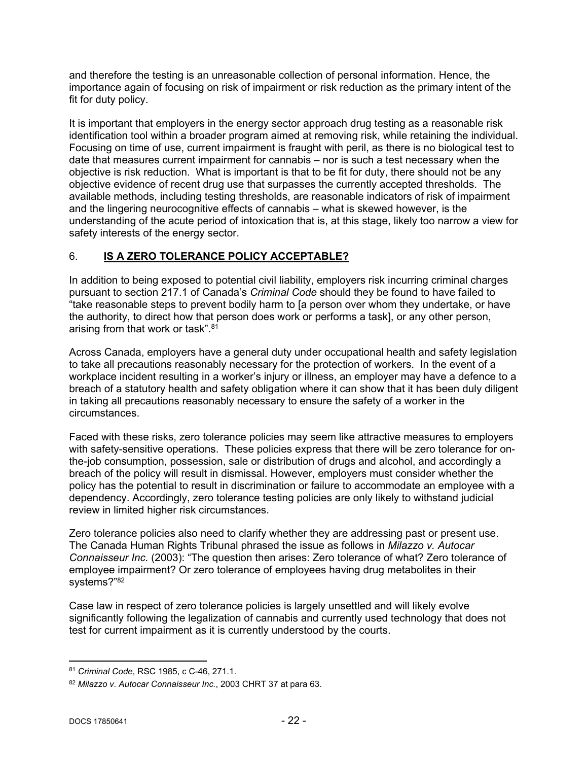and therefore the testing is an unreasonable collection of personal information. Hence, the importance again of focusing on risk of impairment or risk reduction as the primary intent of the fit for duty policy.

It is important that employers in the energy sector approach drug testing as a reasonable risk identification tool within a broader program aimed at removing risk, while retaining the individual. Focusing on time of use, current impairment is fraught with peril, as there is no biological test to date that measures current impairment for cannabis – nor is such a test necessary when the objective is risk reduction. What is important is that to be fit for duty, there should not be any objective evidence of recent drug use that surpasses the currently accepted thresholds. The available methods, including testing thresholds, are reasonable indicators of risk of impairment and the lingering neurocognitive effects of cannabis – what is skewed however, is the understanding of the acute period of intoxication that is, at this stage, likely too narrow a view for safety interests of the energy sector.

## 6. **IS A ZERO TOLERANCE POLICY ACCEPTABLE?**

In addition to being exposed to potential civil liability, employers risk incurring criminal charges pursuant to section 217.1 of Canada's *Criminal Code* should they be found to have failed to "take reasonable steps to prevent bodily harm to [a person over whom they undertake, or have the authority, to direct how that person does work or performs a task], or any other person, arising from that work or task".[81]

Across Canada, employers have a general duty under occupational health and safety legislation to take all precautions reasonably necessary for the protection of workers. In the event of a workplace incident resulting in a worker's injury or illness, an employer may have a defence to a breach of a statutory health and safety obligation where it can show that it has been duly diligent in taking all precautions reasonably necessary to ensure the safety of a worker in the circumstances.

Faced with these risks, zero tolerance policies may seem like attractive measures to employers with safety-sensitive operations. These policies express that there will be zero tolerance for on-the-job consumption, possession, sale or distribution of drugs and alcohol, and accordingly a breach of the policy will result in dismissal. However, employers must consider whether the policy has the potential to result in discrimination or failure to accommodate an employee with a dependency. Accordingly, zero tolerance testing policies are only likely to withstand judicial review in limited higher risk circumstances.

Zero tolerance policies also need to clarify whether they are addressing past or present use. The Canada Human Rights Tribunal phrased the issue as follows in *Milazzo v. Autocar Connaisseur Inc.* (2003): "The question then arises: Zero tolerance of what? Zero tolerance of employee impairment? Or zero tolerance of employees having drug metabolites in their systems?"[82]

Case law in respect of zero tolerance policies is largely unsettled and will likely evolve significantly following the legalization of cannabis and currently used technology that does not test for current impairment as it is currently understood by the courts.

---

[81] *Criminal Code*, RSC 1985, c C-46, 271.1.

[82] *Milazzo v. Autocar Connaisseur Inc.*, 2003 CHRT 37 at para 63.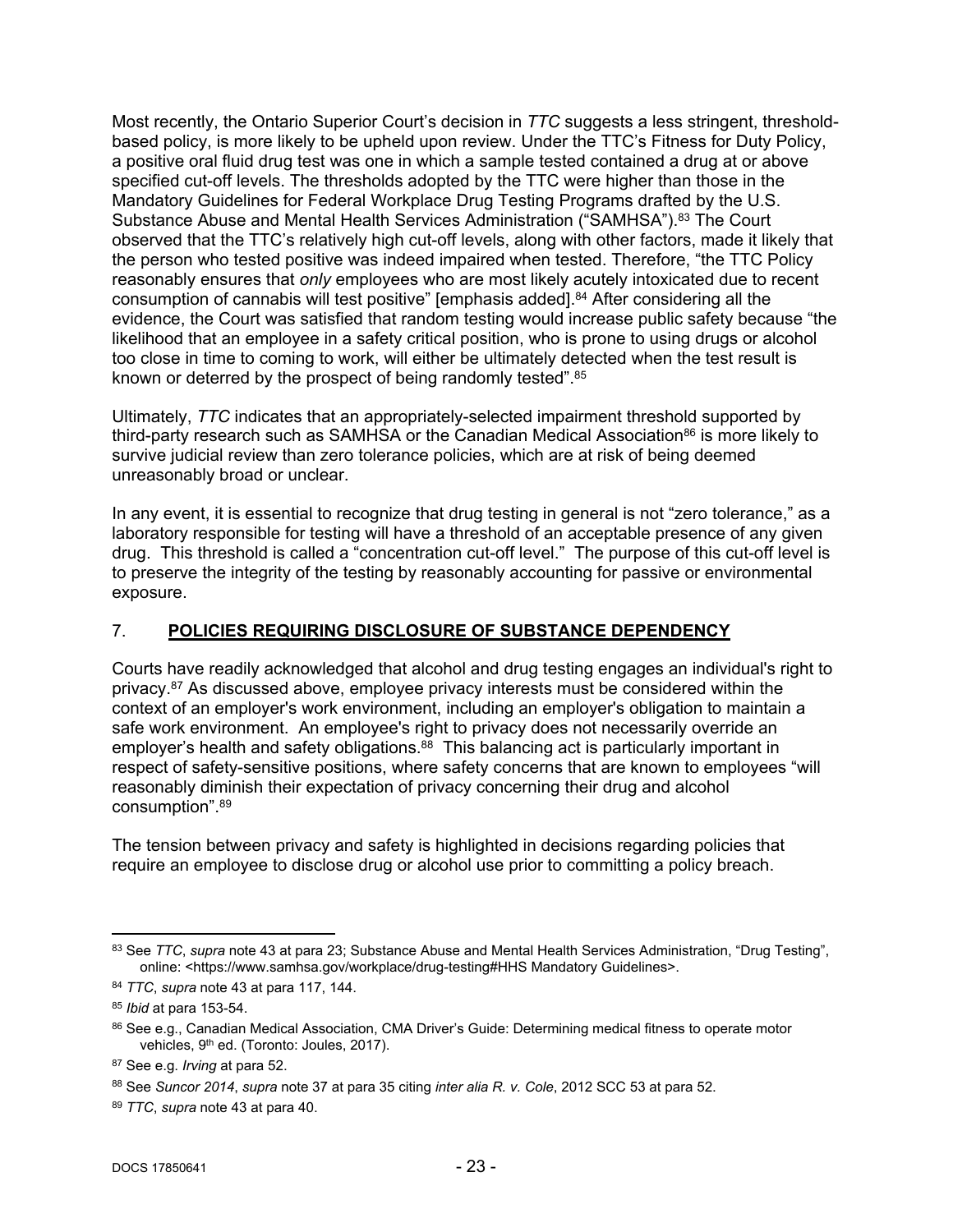Most recently, the Ontario Superior Court's decision in *TTC* suggests a less stringent, threshold-based policy, is more likely to be upheld upon review. Under the TTC's Fitness for Duty Policy, a positive oral fluid drug test was one in which a sample tested contained a drug at or above specified cut-off levels. The thresholds adopted by the TTC were higher than those in the Mandatory Guidelines for Federal Workplace Drug Testing Programs drafted by the U.S. Substance Abuse and Mental Health Services Administration ("SAMHSA").[83] The Court observed that the TTC's relatively high cut-off levels, along with other factors, made it likely that the person who tested positive was indeed impaired when tested. Therefore, "the TTC Policy reasonably ensures that *only* employees who are most likely acutely intoxicated due to recent consumption of cannabis will test positive" [emphasis added].[84] After considering all the evidence, the Court was satisfied that random testing would increase public safety because "the likelihood that an employee in a safety critical position, who is prone to using drugs or alcohol too close in time to coming to work, will either be ultimately detected when the test result is known or deterred by the prospect of being randomly tested".[85]

Ultimately, *TTC* indicates that an appropriately-selected impairment threshold supported by third-party research such as SAMHSA or the Canadian Medical Association[86] is more likely to survive judicial review than zero tolerance policies, which are at risk of being deemed unreasonably broad or unclear.

In any event, it is essential to recognize that drug testing in general is not "zero tolerance," as a laboratory responsible for testing will have a threshold of an acceptable presence of any given drug. This threshold is called a "concentration cut-off level." The purpose of this cut-off level is to preserve the integrity of the testing by reasonably accounting for passive or environmental exposure.

## 7. **POLICIES REQUIRING DISCLOSURE OF SUBSTANCE DEPENDENCY**

Courts have readily acknowledged that alcohol and drug testing engages an individual's right to privacy.[87] As discussed above, employee privacy interests must be considered within the context of an employer's work environment, including an employer's obligation to maintain a safe work environment. An employee's right to privacy does not necessarily override an employer's health and safety obligations.[88] This balancing act is particularly important in respect of safety-sensitive positions, where safety concerns that are known to employees "will reasonably diminish their expectation of privacy concerning their drug and alcohol consumption".[89]

The tension between privacy and safety is highlighted in decisions regarding policies that require an employee to disclose drug or alcohol use prior to committing a policy breach.

---

[83] See *TTC*, *supra* note 43 at para 23; Substance Abuse and Mental Health Services Administration, "Drug Testing", online: <https://www.samhsa.gov/workplace/drug-testing#HHS Mandatory Guidelines>.

[84] *TTC*, *supra* note 43 at para 117, 144.

[85] *Ibid* at para 153-54.

[86] See e.g., Canadian Medical Association, CMA Driver's Guide: Determining medical fitness to operate motor vehicles, 9th ed. (Toronto: Joules, 2017).

[87] See e.g. *Irving* at para 52.

[88] See *Suncor 2014*, *supra* note 37 at para 35 citing *inter alia R. v. Cole*, 2012 SCC 53 at para 52.

[89] *TTC*, *supra* note 43 at para 40.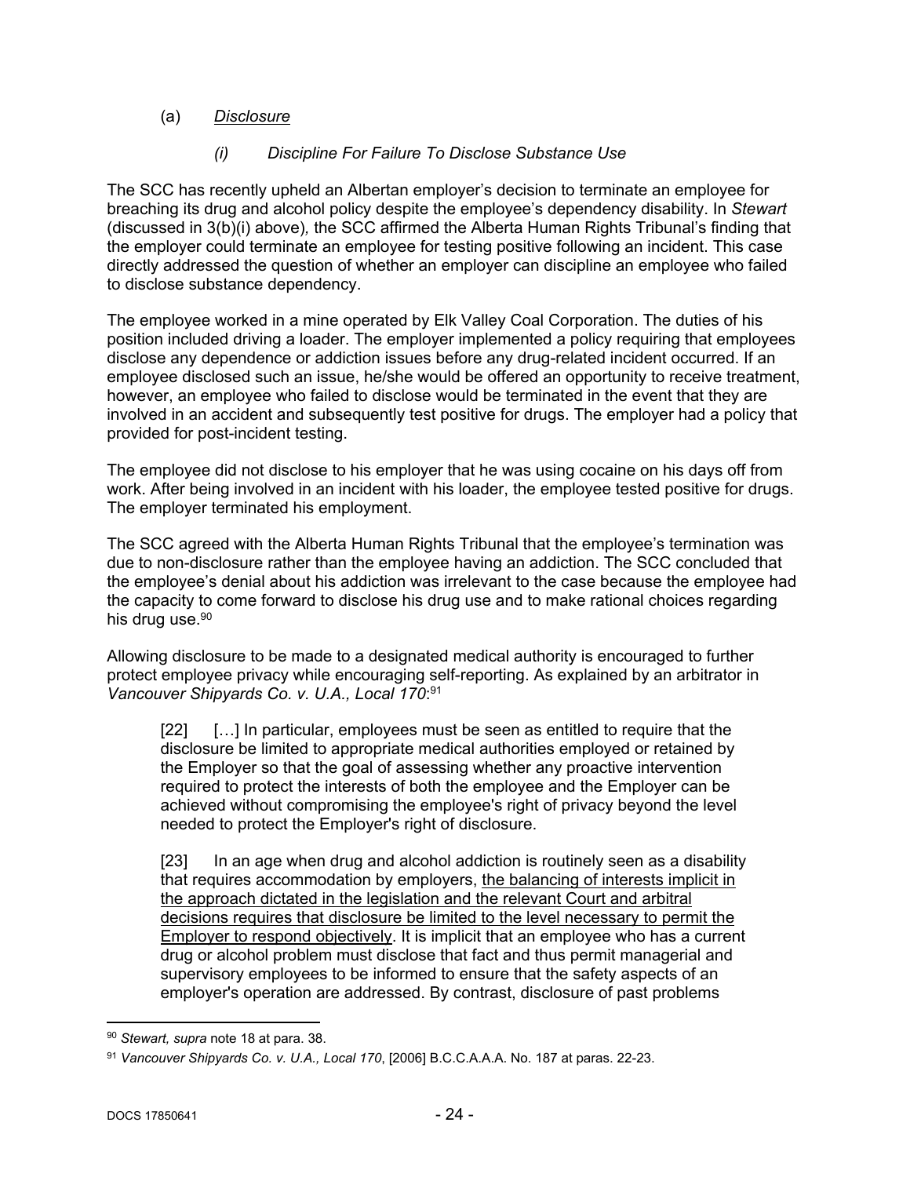(a) *Disclosure*

(i) *Discipline For Failure To Disclose Substance Use*

The SCC has recently upheld an Albertan employer's decision to terminate an employee for breaching its drug and alcohol policy despite the employee's dependency disability. In *Stewart* (discussed in 3(b)(i) above), the SCC affirmed the Alberta Human Rights Tribunal's finding that the employer could terminate an employee for testing positive following an incident. This case directly addressed the question of whether an employer can discipline an employee who failed to disclose substance dependency.

The employee worked in a mine operated by Elk Valley Coal Corporation. The duties of his position included driving a loader. The employer implemented a policy requiring that employees disclose any dependence or addiction issues before any drug-related incident occurred. If an employee disclosed such an issue, he/she would be offered an opportunity to receive treatment, however, an employee who failed to disclose would be terminated in the event that they are involved in an accident and subsequently test positive for drugs. The employer had a policy that provided for post-incident testing.

The employee did not disclose to his employer that he was using cocaine on his days off from work. After being involved in an incident with his loader, the employee tested positive for drugs. The employer terminated his employment.

The SCC agreed with the Alberta Human Rights Tribunal that the employee's termination was due to non-disclosure rather than the employee having an addiction. The SCC concluded that the employee's denial about his addiction was irrelevant to the case because the employee had the capacity to come forward to disclose his drug use and to make rational choices regarding his drug use.[90]

Allowing disclosure to be made to a designated medical authority is encouraged to further protect employee privacy while encouraging self-reporting. As explained by an arbitrator in *Vancouver Shipyards Co. v. U.A., Local 170*:[91]

> [22] […] In particular, employees must be seen as entitled to require that the disclosure be limited to appropriate medical authorities employed or retained by the Employer so that the goal of assessing whether any proactive intervention required to protect the interests of both the employee and the Employer can be achieved without compromising the employee's right of privacy beyond the level needed to protect the Employer's right of disclosure.
>
> [23] In an age when drug and alcohol addiction is routinely seen as a disability that requires accommodation by employers, <u>the balancing of interests implicit in the approach dictated in the legislation and the relevant Court and arbitral decisions requires that disclosure be limited to the level necessary to permit the Employer to respond objectively</u>. It is implicit that an employee who has a current drug or alcohol problem must disclose that fact and thus permit managerial and supervisory employees to be informed to ensure that the safety aspects of an employer's operation are addressed. By contrast, disclosure of past problems

---

[90] *Stewart, supra* note 18 at para. 38.

[91] *Vancouver Shipyards Co. v. U.A., Local 170*, [2006] B.C.C.A.A.A. No. 187 at paras. 22-23.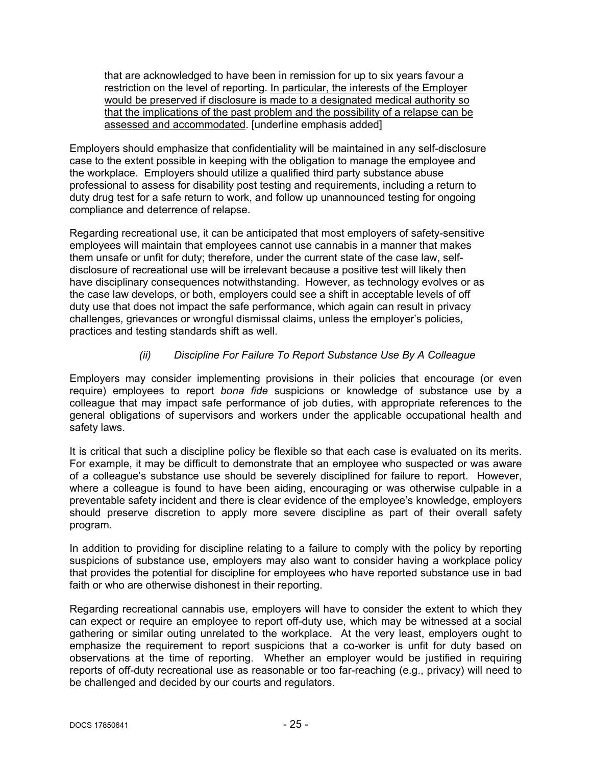> that are acknowledged to have been in remission for up to six years favour a restriction on the level of reporting. <u>In particular, the interests of the Employer would be preserved if disclosure is made to a designated medical authority so that the implications of the past problem and the possibility of a relapse can be assessed and accommodated</u>. [underline emphasis added]

Employers should emphasize that confidentiality will be maintained in any self-disclosure case to the extent possible in keeping with the obligation to manage the employee and the workplace. Employers should utilize a qualified third party substance abuse professional to assess for disability post testing and requirements, including a return to duty drug test for a safe return to work, and follow up unannounced testing for ongoing compliance and deterrence of relapse.

Regarding recreational use, it can be anticipated that most employers of safety-sensitive employees will maintain that employees cannot use cannabis in a manner that makes them unsafe or unfit for duty; therefore, under the current state of the case law, self-disclosure of recreational use will be irrelevant because a positive test will likely then have disciplinary consequences notwithstanding. However, as technology evolves or as the case law develops, or both, employers could see a shift in acceptable levels of off duty use that does not impact the safe performance, which again can result in privacy challenges, grievances or wrongful dismissal claims, unless the employer's policies, practices and testing standards shift as well.

### *(ii) Discipline For Failure To Report Substance Use By A Colleague*

Employers may consider implementing provisions in their policies that encourage (or even require) employees to report *bona fide* suspicions or knowledge of substance use by a colleague that may impact safe performance of job duties, with appropriate references to the general obligations of supervisors and workers under the applicable occupational health and safety laws.

It is critical that such a discipline policy be flexible so that each case is evaluated on its merits. For example, it may be difficult to demonstrate that an employee who suspected or was aware of a colleague's substance use should be severely disciplined for failure to report. However, where a colleague is found to have been aiding, encouraging or was otherwise culpable in a preventable safety incident and there is clear evidence of the employee's knowledge, employers should preserve discretion to apply more severe discipline as part of their overall safety program.

In addition to providing for discipline relating to a failure to comply with the policy by reporting suspicions of substance use, employers may also want to consider having a workplace policy that provides the potential for discipline for employees who have reported substance use in bad faith or who are otherwise dishonest in their reporting.

Regarding recreational cannabis use, employers will have to consider the extent to which they can expect or require an employee to report off-duty use, which may be witnessed at a social gathering or similar outing unrelated to the workplace. At the very least, employers ought to emphasize the requirement to report suspicions that a co-worker is unfit for duty based on observations at the time of reporting. Whether an employer would be justified in requiring reports of off-duty recreational use as reasonable or too far-reaching (e.g., privacy) will need to be challenged and decided by our courts and regulators.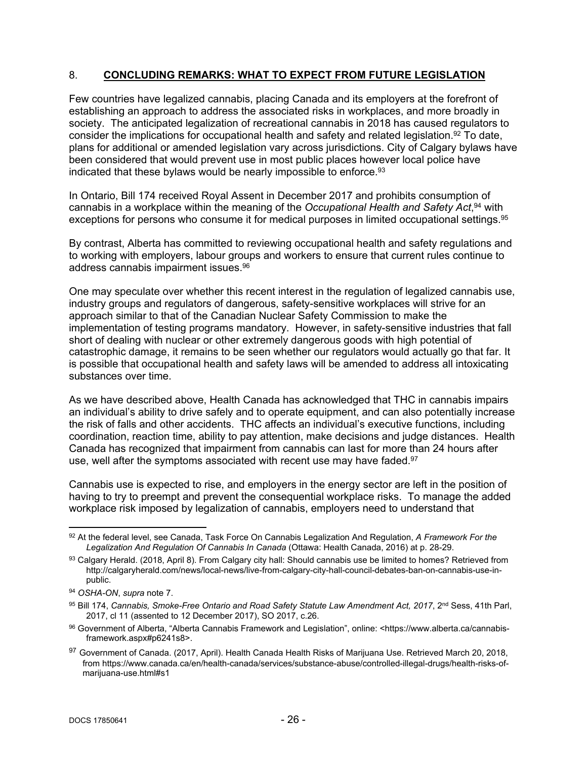## 8. **CONCLUDING REMARKS: WHAT TO EXPECT FROM FUTURE LEGISLATION**

Few countries have legalized cannabis, placing Canada and its employers at the forefront of establishing an approach to address the associated risks in workplaces, and more broadly in society. The anticipated legalization of recreational cannabis in 2018 has caused regulators to consider the implications for occupational health and safety and related legislation.[92] To date, plans for additional or amended legislation vary across jurisdictions. City of Calgary bylaws have been considered that would prevent use in most public places however local police have indicated that these bylaws would be nearly impossible to enforce.[93]

In Ontario, Bill 174 received Royal Assent in December 2017 and prohibits consumption of cannabis in a workplace within the meaning of the *Occupational Health and Safety Act*,[94] with exceptions for persons who consume it for medical purposes in limited occupational settings.[95]

By contrast, Alberta has committed to reviewing occupational health and safety regulations and to working with employers, labour groups and workers to ensure that current rules continue to address cannabis impairment issues.[96]

One may speculate over whether this recent interest in the regulation of legalized cannabis use, industry groups and regulators of dangerous, safety-sensitive workplaces will strive for an approach similar to that of the Canadian Nuclear Safety Commission to make the implementation of testing programs mandatory. However, in safety-sensitive industries that fall short of dealing with nuclear or other extremely dangerous goods with high potential of catastrophic damage, it remains to be seen whether our regulators would actually go that far. It is possible that occupational health and safety laws will be amended to address all intoxicating substances over time.

As we have described above, Health Canada has acknowledged that THC in cannabis impairs an individual's ability to drive safely and to operate equipment, and can also potentially increase the risk of falls and other accidents. THC affects an individual's executive functions, including coordination, reaction time, ability to pay attention, make decisions and judge distances. Health Canada has recognized that impairment from cannabis can last for more than 24 hours after use, well after the symptoms associated with recent use may have faded.[97]

Cannabis use is expected to rise, and employers in the energy sector are left in the position of having to try to preempt and prevent the consequential workplace risks. To manage the added workplace risk imposed by legalization of cannabis, employers need to understand that

---

[92] At the federal level, see Canada, Task Force On Cannabis Legalization And Regulation, *A Framework For the Legalization And Regulation Of Cannabis In Canada* (Ottawa: Health Canada, 2016) at p. 28-29.

[93] Calgary Herald. (2018, April 8). From Calgary city hall: Should cannabis use be limited to homes? Retrieved from http://calgaryherald.com/news/local-news/live-from-calgary-city-hall-council-debates-ban-on-cannabis-use-in-public.

[94] *OSHA-ON*, *supra* note 7.

[95] Bill 174, *Cannabis, Smoke-Free Ontario and Road Safety Statute Law Amendment Act, 2017*, 2nd Sess, 41th Parl, 2017, cl 11 (assented to 12 December 2017), SO 2017, c.26.

[96] Government of Alberta, "Alberta Cannabis Framework and Legislation", online: <https://www.alberta.ca/cannabis-framework.aspx#p6241s8>.

[97] Government of Canada. (2017, April). Health Canada Health Risks of Marijuana Use. Retrieved March 20, 2018, from https://www.canada.ca/en/health-canada/services/substance-abuse/controlled-illegal-drugs/health-risks-of-marijuana-use.html#s1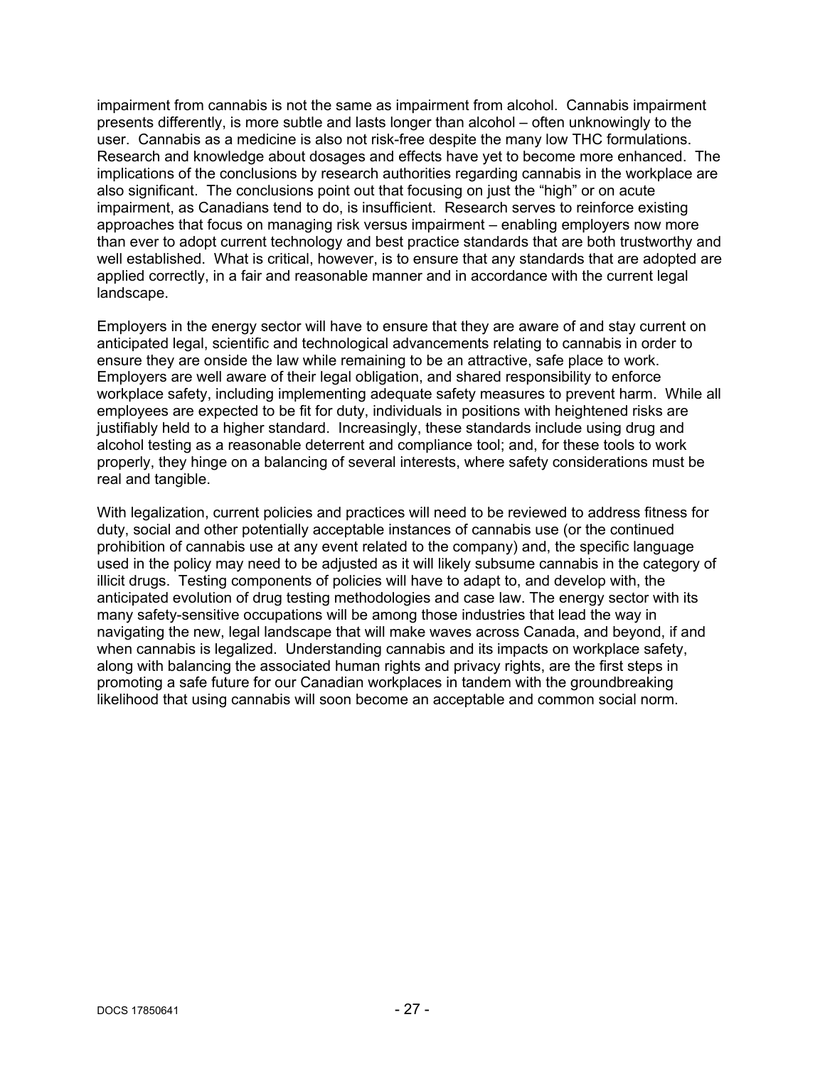impairment from cannabis is not the same as impairment from alcohol. Cannabis impairment presents differently, is more subtle and lasts longer than alcohol – often unknowingly to the user. Cannabis as a medicine is also not risk-free despite the many low THC formulations. Research and knowledge about dosages and effects have yet to become more enhanced. The implications of the conclusions by research authorities regarding cannabis in the workplace are also significant. The conclusions point out that focusing on just the "high" or on acute impairment, as Canadians tend to do, is insufficient. Research serves to reinforce existing approaches that focus on managing risk versus impairment – enabling employers now more than ever to adopt current technology and best practice standards that are both trustworthy and well established. What is critical, however, is to ensure that any standards that are adopted are applied correctly, in a fair and reasonable manner and in accordance with the current legal landscape.

Employers in the energy sector will have to ensure that they are aware of and stay current on anticipated legal, scientific and technological advancements relating to cannabis in order to ensure they are onside the law while remaining to be an attractive, safe place to work. Employers are well aware of their legal obligation, and shared responsibility to enforce workplace safety, including implementing adequate safety measures to prevent harm. While all employees are expected to be fit for duty, individuals in positions with heightened risks are justifiably held to a higher standard. Increasingly, these standards include using drug and alcohol testing as a reasonable deterrent and compliance tool; and, for these tools to work properly, they hinge on a balancing of several interests, where safety considerations must be real and tangible.

With legalization, current policies and practices will need to be reviewed to address fitness for duty, social and other potentially acceptable instances of cannabis use (or the continued prohibition of cannabis use at any event related to the company) and, the specific language used in the policy may need to be adjusted as it will likely subsume cannabis in the category of illicit drugs. Testing components of policies will have to adapt to, and develop with, the anticipated evolution of drug testing methodologies and case law. The energy sector with its many safety-sensitive occupations will be among those industries that lead the way in navigating the new, legal landscape that will make waves across Canada, and beyond, if and when cannabis is legalized. Understanding cannabis and its impacts on workplace safety, along with balancing the associated human rights and privacy rights, are the first steps in promoting a safe future for our Canadian workplaces in tandem with the groundbreaking likelihood that using cannabis will soon become an acceptable and common social norm.